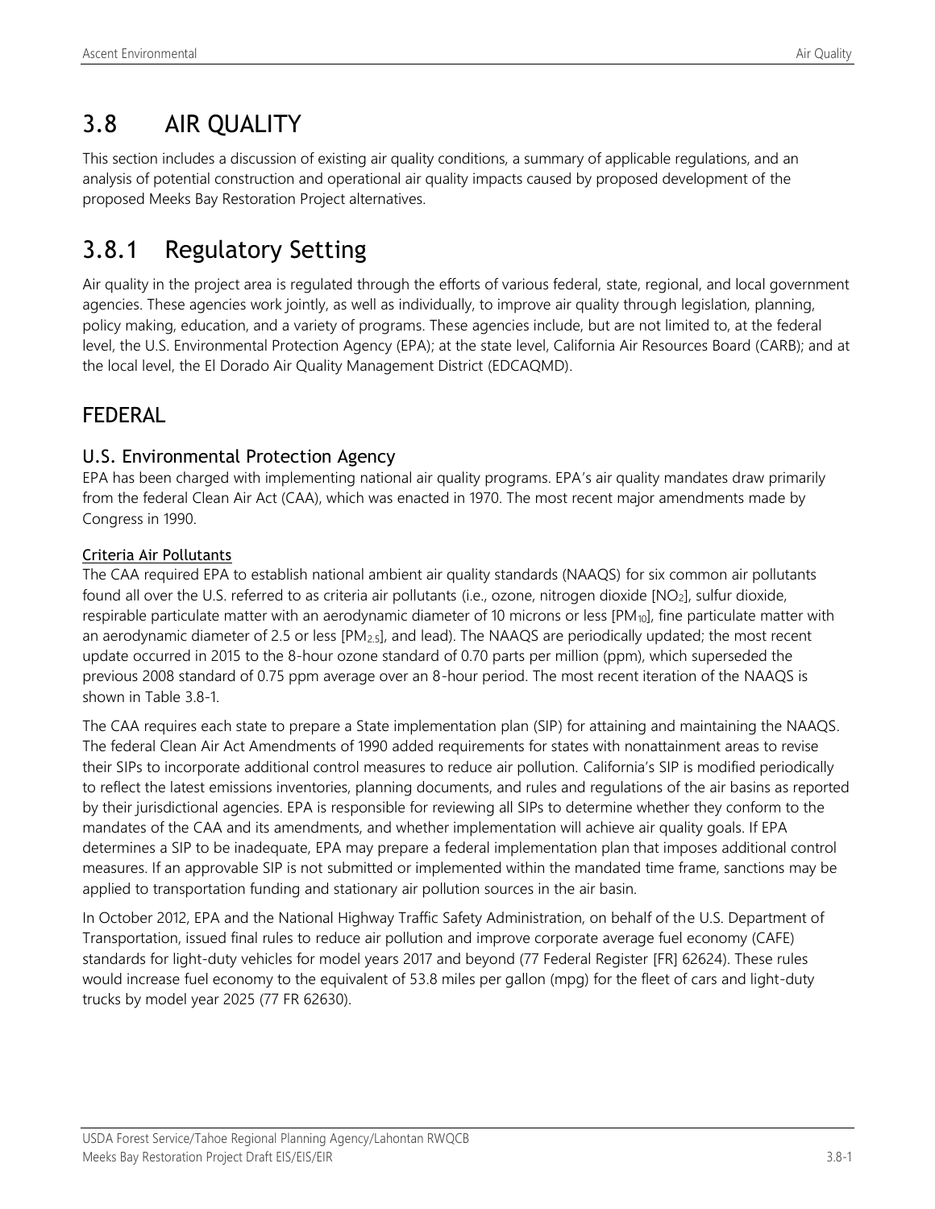# 3.8 AIR QUALITY

This section includes a discussion of existing air quality conditions, a summary of applicable regulations, and an analysis of potential construction and operational air quality impacts caused by proposed development of the proposed Meeks Bay Restoration Project alternatives.

## 3.8.1 Regulatory Setting

Air quality in the project area is regulated through the efforts of various federal, state, regional, and local government agencies. These agencies work jointly, as well as individually, to improve air quality through legislation, planning, policy making, education, and a variety of programs. These agencies include, but are not limited to, at the federal level, the U.S. Environmental Protection Agency (EPA); at the state level, California Air Resources Board (CARB); and at the local level, the El Dorado Air Quality Management District (EDCAQMD).

## FEDERAL

### U.S. Environmental Protection Agency

EPA has been charged with implementing national air quality programs. EPA's air quality mandates draw primarily from the federal Clean Air Act (CAA), which was enacted in 1970. The most recent major amendments made by Congress in 1990.

#### Criteria Air Pollutants

The CAA required EPA to establish national ambient air quality standards (NAAQS) for six common air pollutants found all over the U.S. referred to as criteria air pollutants (i.e., ozone, nitrogen dioxide [$NO_2$], sulfur dioxide, respirable particulate matter with an aerodynamic diameter of 10 microns or less [$PM_{10}$], fine particulate matter with an aerodynamic diameter of 2.5 or less [$PM_{2.5}$], and lead). The NAAQS are periodically updated; the most recent update occurred in 2015 to the 8-hour ozone standard of 0.70 parts per million (ppm), which superseded the previous 2008 standard of 0.75 ppm average over an 8-hour period. The most recent iteration of the NAAQS is shown in Table 3.8-1.

The CAA requires each state to prepare a State implementation plan (SIP) for attaining and maintaining the NAAQS. The federal Clean Air Act Amendments of 1990 added requirements for states with nonattainment areas to revise their SIPs to incorporate additional control measures to reduce air pollution. California's SIP is modified periodically to reflect the latest emissions inventories, planning documents, and rules and regulations of the air basins as reported by their jurisdictional agencies. EPA is responsible for reviewing all SIPs to determine whether they conform to the mandates of the CAA and its amendments, and whether implementation will achieve air quality goals. If EPA determines a SIP to be inadequate, EPA may prepare a federal implementation plan that imposes additional control measures. If an approvable SIP is not submitted or implemented within the mandated time frame, sanctions may be applied to transportation funding and stationary air pollution sources in the air basin.

In October 2012, EPA and the National Highway Traffic Safety Administration, on behalf of the U.S. Department of Transportation, issued final rules to reduce air pollution and improve corporate average fuel economy (CAFE) standards for light-duty vehicles for model years 2017 and beyond (77 Federal Register [FR] 62624). These rules would increase fuel economy to the equivalent of 53.8 miles per gallon (mpg) for the fleet of cars and light-duty trucks by model year 2025 (77 FR 62630).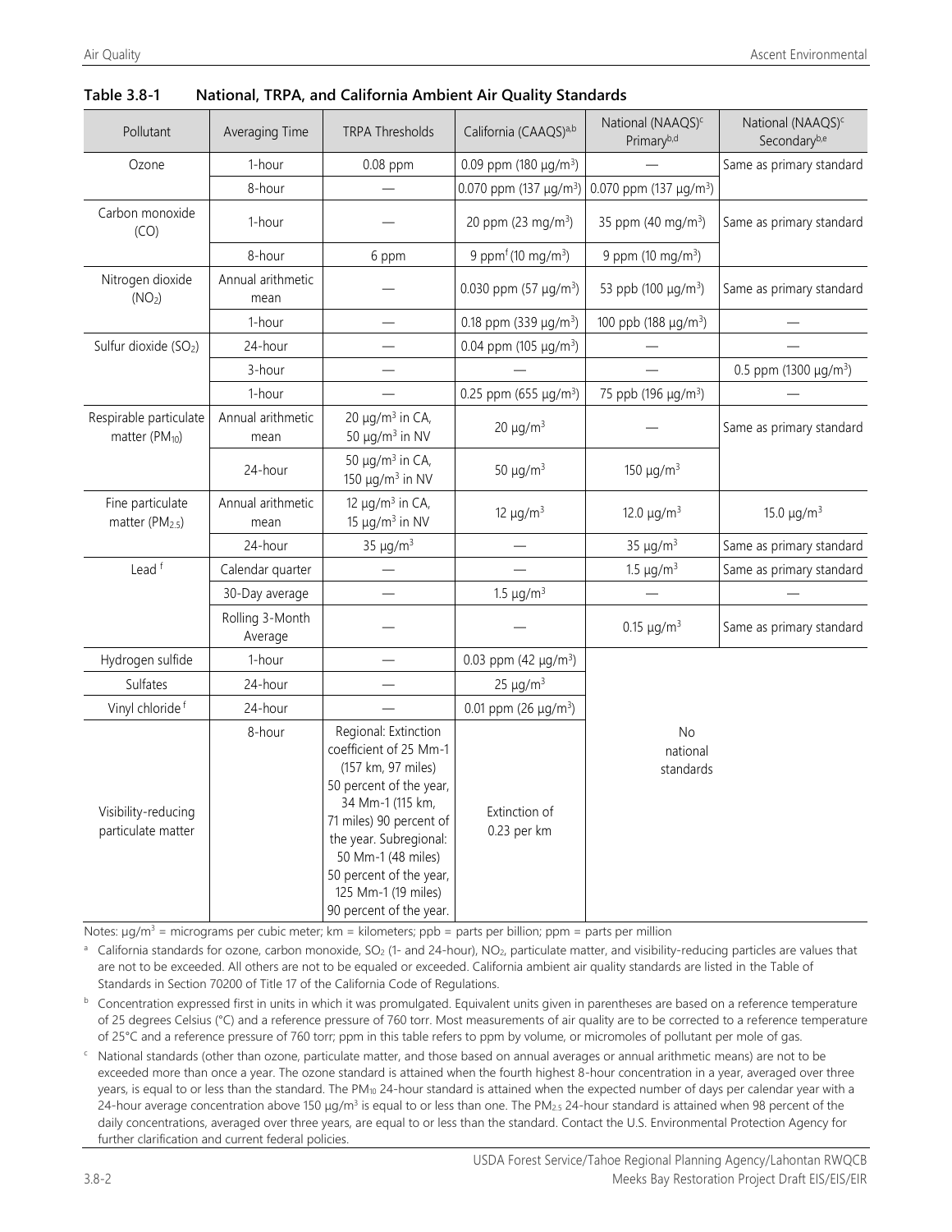**Table 3.8-1 National, TRPA, and California Ambient Air Quality Standards**

| Pollutant | Averaging Time | TRPA Thresholds | California (CAAQS)[a,b] | National (NAAQS)[c] Primary[b,d] | National (NAAQS)[c] Secondary[b,e] |
|---|---|---|---|---|---|
| Ozone | 1-hour | 0.08 ppm | 0.09 ppm (180 μg/m$^3$) | — | Same as primary standard |
| | 8-hour | — | 0.070 ppm (137 μg/m$^3$) | 0.070 ppm (137 μg/m$^3$) | |
| Carbon monoxide (CO) | 1-hour | — | 20 ppm (23 mg/m$^3$) | 35 ppm (40 mg/m$^3$) | Same as primary standard |
| | 8-hour | 6 ppm | 9 ppm[f] (10 mg/m$^3$) | 9 ppm (10 mg/m$^3$) | |
| Nitrogen dioxide ($NO_2$) | Annual arithmetic mean | — | 0.030 ppm (57 μg/m$^3$) | 53 ppb (100 μg/m$^3$) | Same as primary standard |
| | 1-hour | — | 0.18 ppm (339 μg/m$^3$) | 100 ppb (188 μg/m$^3$) | — |
| Sulfur dioxide ($SO_2$) | 24-hour | — | 0.04 ppm (105 μg/m$^3$) | — | — |
| | 3-hour | — | — | — | 0.5 ppm (1300 μg/m$^3$) |
| | 1-hour | — | 0.25 ppm (655 μg/m$^3$) | 75 ppb (196 μg/m$^3$) | — |
| Respirable particulate matter ($PM_{10}$) | Annual arithmetic mean | 20 μg/m$^3$ in CA, 50 μg/m$^3$ in NV | 20 μg/m$^3$ | — | Same as primary standard |
| | 24-hour | 50 μg/m$^3$ in CA, 150 μg/m$^3$ in NV | 50 μg/m$^3$ | 150 μg/m$^3$ | |
| Fine particulate matter ($PM_{2.5}$) | Annual arithmetic mean | 12 μg/m$^3$ in CA, 15 μg/m$^3$ in NV | 12 μg/m$^3$ | 12.0 μg/m$^3$ | 15.0 μg/m$^3$ |
| | 24-hour | 35 μg/m$^3$ | — | 35 μg/m$^3$ | Same as primary standard |
| Lead [f] | Calendar quarter | — | — | 1.5 μg/m$^3$ | Same as primary standard |
| | 30-Day average | — | 1.5 μg/m$^3$ | — | — |
| | Rolling 3-Month Average | — | — | 0.15 μg/m$^3$ | Same as primary standard |
| Hydrogen sulfide | 1-hour | — | 0.03 ppm (42 μg/m$^3$) | No national standards | |
| Sulfates | 24-hour | — | 25 μg/m$^3$ | | |
| Vinyl chloride [f] | 24-hour | — | 0.01 ppm (26 μg/m$^3$) | | |
| Visibility-reducing particulate matter | 8-hour | Regional: Extinction coefficient of 25 Mm-1 (157 km, 97 miles) 50 percent of the year, 34 Mm-1 (115 km, 71 miles) 90 percent of the year. Subregional: 50 Mm-1 (48 miles) 50 percent of the year, 125 Mm-1 (19 miles) 90 percent of the year. | Extinction of 0.23 per km | | |

Notes: μg/m$^3$ = micrograms per cubic meter; km = kilometers; ppb = parts per billion; ppm = parts per million

[a] California standards for ozone, carbon monoxide, $SO_2$ (1- and 24-hour), $NO_2$, particulate matter, and visibility-reducing particles are values that are not to be exceeded. All others are not to be equaled or exceeded. California ambient air quality standards are listed in the Table of Standards in Section 70200 of Title 17 of the California Code of Regulations.

[b] Concentration expressed first in units in which it was promulgated. Equivalent units given in parentheses are based on a reference temperature of 25 degrees Celsius (°C) and a reference pressure of 760 torr. Most measurements of air quality are to be corrected to a reference temperature of 25°C and a reference pressure of 760 torr; ppm in this table refers to ppm by volume, or micromoles of pollutant per mole of gas.

[c] National standards (other than ozone, particulate matter, and those based on annual averages or annual arithmetic means) are not to be exceeded more than once a year. The ozone standard is attained when the fourth highest 8-hour concentration in a year, averaged over three years, is equal to or less than the standard. The $PM_{10}$ 24-hour standard is attained when the expected number of days per calendar year with a 24-hour average concentration above 150 μg/m$^3$ is equal to or less than one. The $PM_{2.5}$ 24-hour standard is attained when 98 percent of the daily concentrations, averaged over three years, are equal to or less than the standard. Contact the U.S. Environmental Protection Agency for further clarification and current federal policies.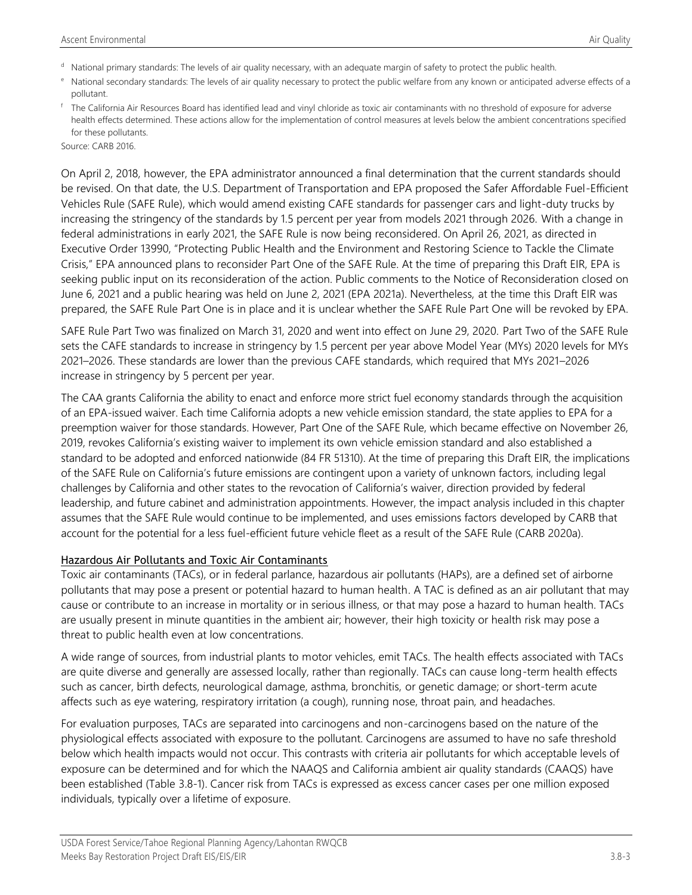[d] National primary standards: The levels of air quality necessary, with an adequate margin of safety to protect the public health.

[e] National secondary standards: The levels of air quality necessary to protect the public welfare from any known or anticipated adverse effects of a pollutant.

[f] The California Air Resources Board has identified lead and vinyl chloride as toxic air contaminants with no threshold of exposure for adverse health effects determined. These actions allow for the implementation of control measures at levels below the ambient concentrations specified for these pollutants.

Source: CARB 2016.

On April 2, 2018, however, the EPA administrator announced a final determination that the current standards should be revised. On that date, the U.S. Department of Transportation and EPA proposed the Safer Affordable Fuel-Efficient Vehicles Rule (SAFE Rule), which would amend existing CAFE standards for passenger cars and light-duty trucks by increasing the stringency of the standards by 1.5 percent per year from models 2021 through 2026. With a change in federal administrations in early 2021, the SAFE Rule is now being reconsidered. On April 26, 2021, as directed in Executive Order 13990, "Protecting Public Health and the Environment and Restoring Science to Tackle the Climate Crisis," EPA announced plans to reconsider Part One of the SAFE Rule. At the time of preparing this Draft EIR, EPA is seeking public input on its reconsideration of the action. Public comments to the Notice of Reconsideration closed on June 6, 2021 and a public hearing was held on June 2, 2021 (EPA 2021a). Nevertheless, at the time this Draft EIR was prepared, the SAFE Rule Part One is in place and it is unclear whether the SAFE Rule Part One will be revoked by EPA.

SAFE Rule Part Two was finalized on March 31, 2020 and went into effect on June 29, 2020. Part Two of the SAFE Rule sets the CAFE standards to increase in stringency by 1.5 percent per year above Model Year (MYs) 2020 levels for MYs 2021–2026. These standards are lower than the previous CAFE standards, which required that MYs 2021–2026 increase in stringency by 5 percent per year.

The CAA grants California the ability to enact and enforce more strict fuel economy standards through the acquisition of an EPA-issued waiver. Each time California adopts a new vehicle emission standard, the state applies to EPA for a preemption waiver for those standards. However, Part One of the SAFE Rule, which became effective on November 26, 2019, revokes California's existing waiver to implement its own vehicle emission standard and also established a standard to be adopted and enforced nationwide (84 FR 51310). At the time of preparing this Draft EIR, the implications of the SAFE Rule on California's future emissions are contingent upon a variety of unknown factors, including legal challenges by California and other states to the revocation of California's waiver, direction provided by federal leadership, and future cabinet and administration appointments. However, the impact analysis included in this chapter assumes that the SAFE Rule would continue to be implemented, and uses emissions factors developed by CARB that account for the potential for a less fuel-efficient future vehicle fleet as a result of the SAFE Rule (CARB 2020a).

### Hazardous Air Pollutants and Toxic Air Contaminants

Toxic air contaminants (TACs), or in federal parlance, hazardous air pollutants (HAPs), are a defined set of airborne pollutants that may pose a present or potential hazard to human health. A TAC is defined as an air pollutant that may cause or contribute to an increase in mortality or in serious illness, or that may pose a hazard to human health. TACs are usually present in minute quantities in the ambient air; however, their high toxicity or health risk may pose a threat to public health even at low concentrations.

A wide range of sources, from industrial plants to motor vehicles, emit TACs. The health effects associated with TACs are quite diverse and generally are assessed locally, rather than regionally. TACs can cause long-term health effects such as cancer, birth defects, neurological damage, asthma, bronchitis, or genetic damage; or short-term acute affects such as eye watering, respiratory irritation (a cough), running nose, throat pain, and headaches.

For evaluation purposes, TACs are separated into carcinogens and non-carcinogens based on the nature of the physiological effects associated with exposure to the pollutant. Carcinogens are assumed to have no safe threshold below which health impacts would not occur. This contrasts with criteria air pollutants for which acceptable levels of exposure can be determined and for which the NAAQS and California ambient air quality standards (CAAQS) have been established (Table 3.8-1). Cancer risk from TACs is expressed as excess cancer cases per one million exposed individuals, typically over a lifetime of exposure.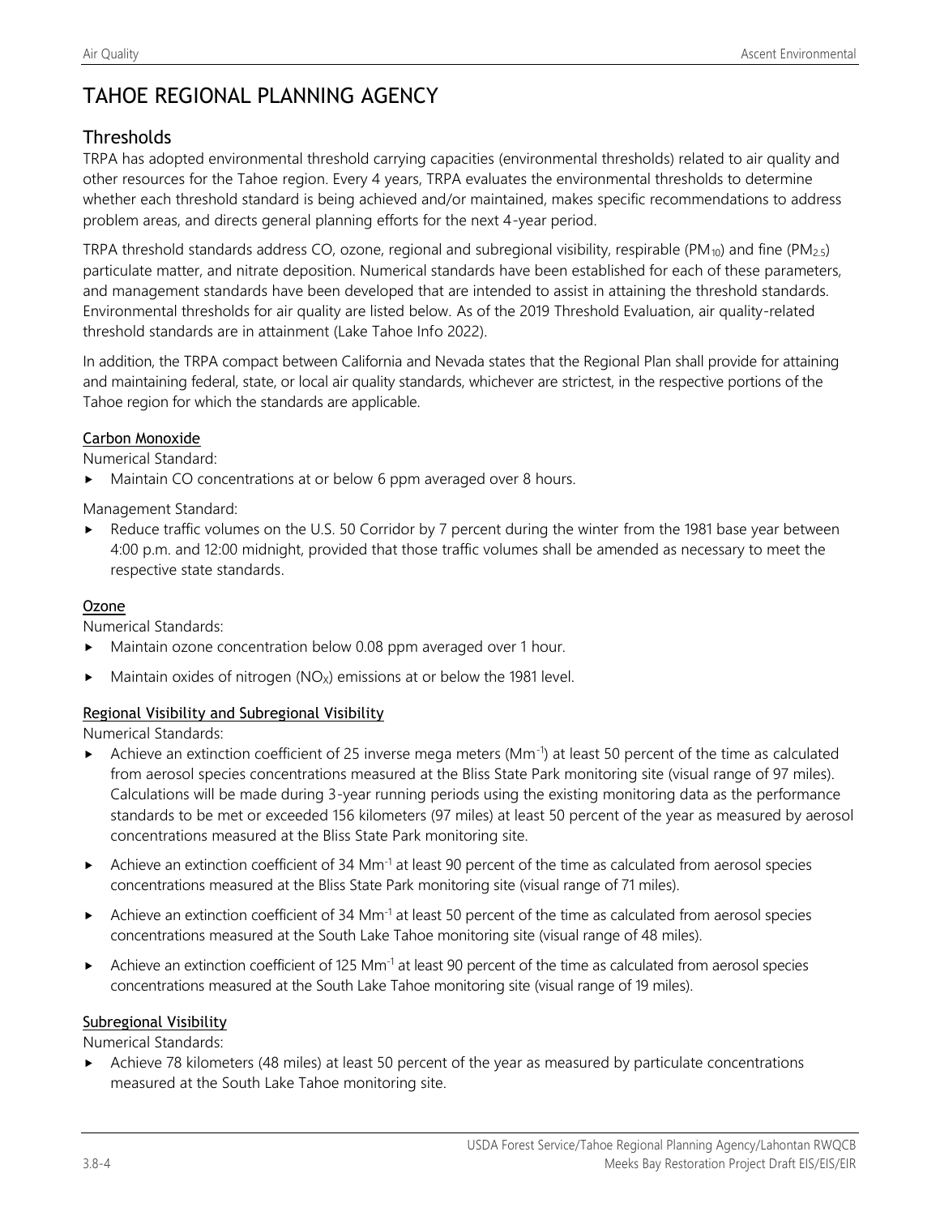# TAHOE REGIONAL PLANNING AGENCY

## Thresholds

TRPA has adopted environmental threshold carrying capacities (environmental thresholds) related to air quality and other resources for the Tahoe region. Every 4 years, TRPA evaluates the environmental thresholds to determine whether each threshold standard is being achieved and/or maintained, makes specific recommendations to address problem areas, and directs general planning efforts for the next 4-year period.

TRPA threshold standards address CO, ozone, regional and subregional visibility, respirable ($PM_{10}$) and fine ($PM_{2.5}$) particulate matter, and nitrate deposition. Numerical standards have been established for each of these parameters, and management standards have been developed that are intended to assist in attaining the threshold standards. Environmental thresholds for air quality are listed below. As of the 2019 Threshold Evaluation, air quality-related threshold standards are in attainment (Lake Tahoe Info 2022).

In addition, the TRPA compact between California and Nevada states that the Regional Plan shall provide for attaining and maintaining federal, state, or local air quality standards, whichever are strictest, in the respective portions of the Tahoe region for which the standards are applicable.

### Carbon Monoxide

Numerical Standard:

- Maintain CO concentrations at or below 6 ppm averaged over 8 hours.

Management Standard:

- Reduce traffic volumes on the U.S. 50 Corridor by 7 percent during the winter from the 1981 base year between 4:00 p.m. and 12:00 midnight, provided that those traffic volumes shall be amended as necessary to meet the respective state standards.

### Ozone

Numerical Standards:

- Maintain ozone concentration below 0.08 ppm averaged over 1 hour.
- Maintain oxides of nitrogen ($NO_X$) emissions at or below the 1981 level.

### Regional Visibility and Subregional Visibility

Numerical Standards:

- Achieve an extinction coefficient of 25 inverse mega meters ($Mm^{-1}$) at least 50 percent of the time as calculated from aerosol species concentrations measured at the Bliss State Park monitoring site (visual range of 97 miles). Calculations will be made during 3-year running periods using the existing monitoring data as the performance standards to be met or exceeded 156 kilometers (97 miles) at least 50 percent of the year as measured by aerosol concentrations measured at the Bliss State Park monitoring site.
- Achieve an extinction coefficient of 34 $Mm^{-1}$ at least 90 percent of the time as calculated from aerosol species concentrations measured at the Bliss State Park monitoring site (visual range of 71 miles).
- Achieve an extinction coefficient of 34 $Mm^{-1}$ at least 50 percent of the time as calculated from aerosol species concentrations measured at the South Lake Tahoe monitoring site (visual range of 48 miles).
- Achieve an extinction coefficient of 125 $Mm^{-1}$ at least 90 percent of the time as calculated from aerosol species concentrations measured at the South Lake Tahoe monitoring site (visual range of 19 miles).

### Subregional Visibility

Numerical Standards:

- Achieve 78 kilometers (48 miles) at least 50 percent of the year as measured by particulate concentrations measured at the South Lake Tahoe monitoring site.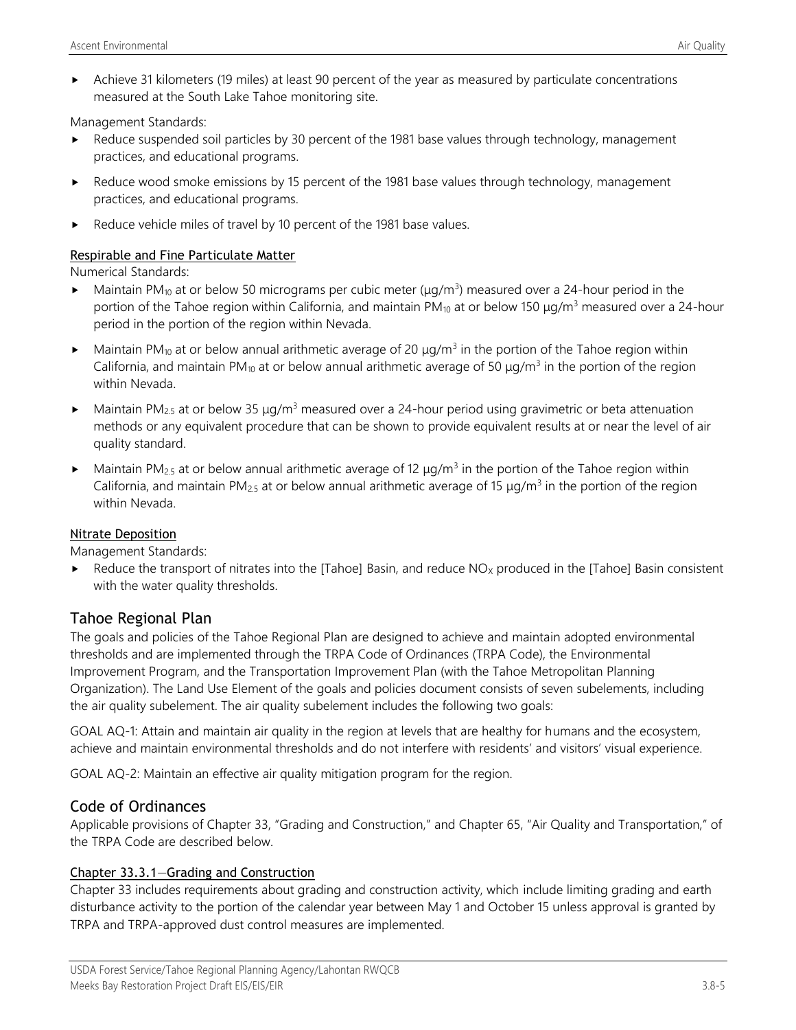- Achieve 31 kilometers (19 miles) at least 90 percent of the year as measured by particulate concentrations measured at the South Lake Tahoe monitoring site.

Management Standards:

- Reduce suspended soil particles by 30 percent of the 1981 base values through technology, management practices, and educational programs.
- Reduce wood smoke emissions by 15 percent of the 1981 base values through technology, management practices, and educational programs.
- Reduce vehicle miles of travel by 10 percent of the 1981 base values.

#### Respirable and Fine Particulate Matter

Numerical Standards:

- Maintain $PM_{10}$ at or below 50 micrograms per cubic meter (μg/m$^3$) measured over a 24-hour period in the portion of the Tahoe region within California, and maintain $PM_{10}$ at or below 150 μg/m$^3$ measured over a 24-hour period in the portion of the region within Nevada.
- Maintain $PM_{10}$ at or below annual arithmetic average of 20 μg/m$^3$ in the portion of the Tahoe region within California, and maintain $PM_{10}$ at or below annual arithmetic average of 50 μg/m$^3$ in the portion of the region within Nevada.
- Maintain $PM_{2.5}$ at or below 35 μg/m$^3$ measured over a 24-hour period using gravimetric or beta attenuation methods or any equivalent procedure that can be shown to provide equivalent results at or near the level of air quality standard.
- Maintain $PM_{2.5}$ at or below annual arithmetic average of 12 μg/m$^3$ in the portion of the Tahoe region within California, and maintain $PM_{2.5}$ at or below annual arithmetic average of 15 μg/m$^3$ in the portion of the region within Nevada.

#### Nitrate Deposition

Management Standards:

- Reduce the transport of nitrates into the [Tahoe] Basin, and reduce $NO_X$ produced in the [Tahoe] Basin consistent with the water quality thresholds.

## Tahoe Regional Plan

The goals and policies of the Tahoe Regional Plan are designed to achieve and maintain adopted environmental thresholds and are implemented through the TRPA Code of Ordinances (TRPA Code), the Environmental Improvement Program, and the Transportation Improvement Plan (with the Tahoe Metropolitan Planning Organization). The Land Use Element of the goals and policies document consists of seven subelements, including the air quality subelement. The air quality subelement includes the following two goals:

GOAL AQ-1: Attain and maintain air quality in the region at levels that are healthy for humans and the ecosystem, achieve and maintain environmental thresholds and do not interfere with residents' and visitors' visual experience.

GOAL AQ-2: Maintain an effective air quality mitigation program for the region.

## Code of Ordinances

Applicable provisions of Chapter 33, "Grading and Construction," and Chapter 65, "Air Quality and Transportation," of the TRPA Code are described below.

#### Chapter 33.3.1—Grading and Construction

Chapter 33 includes requirements about grading and construction activity, which include limiting grading and earth disturbance activity to the portion of the calendar year between May 1 and October 15 unless approval is granted by TRPA and TRPA-approved dust control measures are implemented.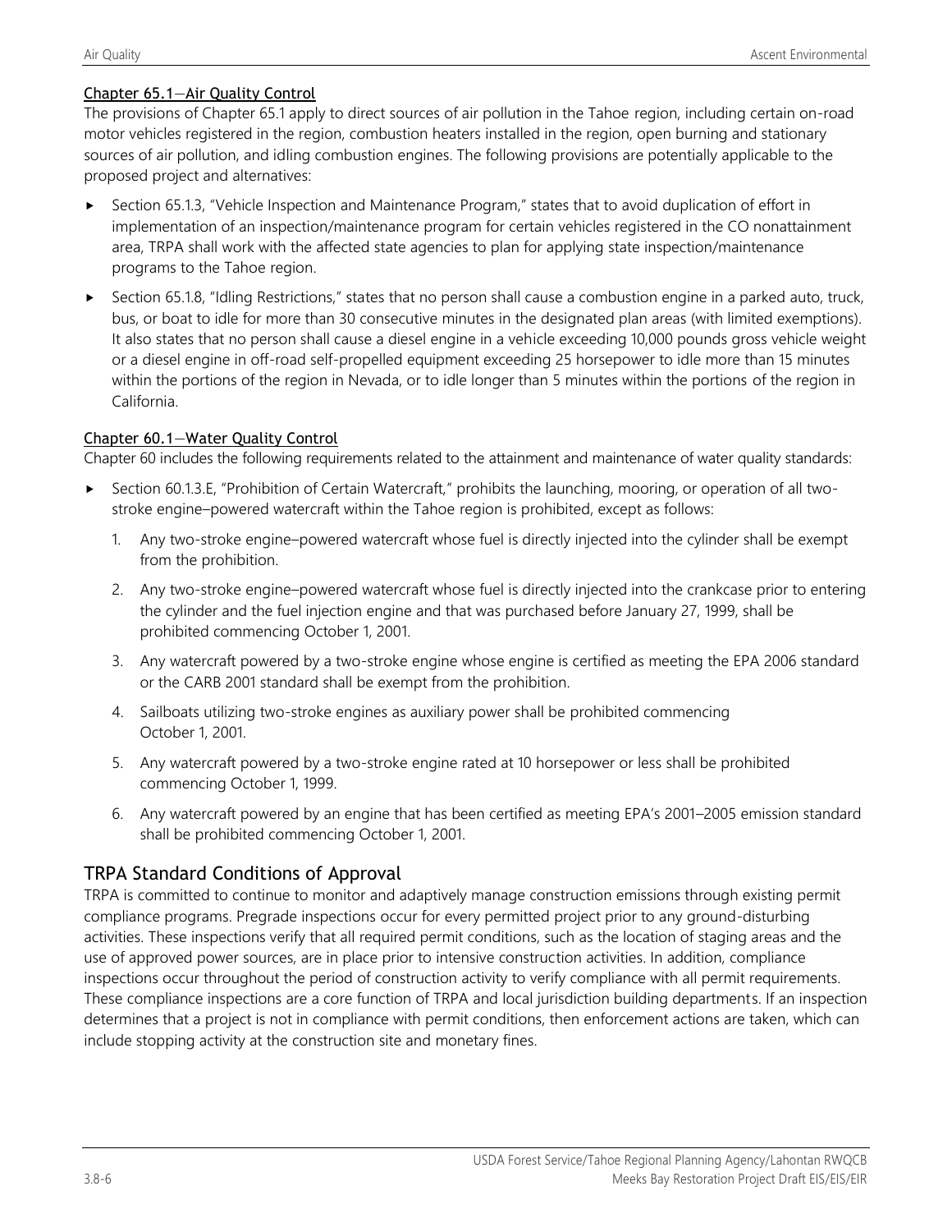#### Chapter 65.1—Air Quality Control

The provisions of Chapter 65.1 apply to direct sources of air pollution in the Tahoe region, including certain on-road motor vehicles registered in the region, combustion heaters installed in the region, open burning and stationary sources of air pollution, and idling combustion engines. The following provisions are potentially applicable to the proposed project and alternatives:

- Section 65.1.3, "Vehicle Inspection and Maintenance Program," states that to avoid duplication of effort in implementation of an inspection/maintenance program for certain vehicles registered in the CO nonattainment area, TRPA shall work with the affected state agencies to plan for applying state inspection/maintenance programs to the Tahoe region.
- Section 65.1.8, "Idling Restrictions," states that no person shall cause a combustion engine in a parked auto, truck, bus, or boat to idle for more than 30 consecutive minutes in the designated plan areas (with limited exemptions). It also states that no person shall cause a diesel engine in a vehicle exceeding 10,000 pounds gross vehicle weight or a diesel engine in off-road self-propelled equipment exceeding 25 horsepower to idle more than 15 minutes within the portions of the region in Nevada, or to idle longer than 5 minutes within the portions of the region in California.

#### Chapter 60.1—Water Quality Control

Chapter 60 includes the following requirements related to the attainment and maintenance of water quality standards:

- Section 60.1.3.E, "Prohibition of Certain Watercraft," prohibits the launching, mooring, or operation of all two-stroke engine–powered watercraft within the Tahoe region is prohibited, except as follows:
  1. Any two-stroke engine–powered watercraft whose fuel is directly injected into the cylinder shall be exempt from the prohibition.
  2. Any two-stroke engine–powered watercraft whose fuel is directly injected into the crankcase prior to entering the cylinder and the fuel injection engine and that was purchased before January 27, 1999, shall be prohibited commencing October 1, 2001.
  3. Any watercraft powered by a two-stroke engine whose engine is certified as meeting the EPA 2006 standard or the CARB 2001 standard shall be exempt from the prohibition.
  4. Sailboats utilizing two-stroke engines as auxiliary power shall be prohibited commencing October 1, 2001.
  5. Any watercraft powered by a two-stroke engine rated at 10 horsepower or less shall be prohibited commencing October 1, 1999.
  6. Any watercraft powered by an engine that has been certified as meeting EPA's 2001–2005 emission standard shall be prohibited commencing October 1, 2001.

### TRPA Standard Conditions of Approval

TRPA is committed to continue to monitor and adaptively manage construction emissions through existing permit compliance programs. Pregrade inspections occur for every permitted project prior to any ground-disturbing activities. These inspections verify that all required permit conditions, such as the location of staging areas and the use of approved power sources, are in place prior to intensive construction activities. In addition, compliance inspections occur throughout the period of construction activity to verify compliance with all permit requirements. These compliance inspections are a core function of TRPA and local jurisdiction building departments. If an inspection determines that a project is not in compliance with permit conditions, then enforcement actions are taken, which can include stopping activity at the construction site and monetary fines.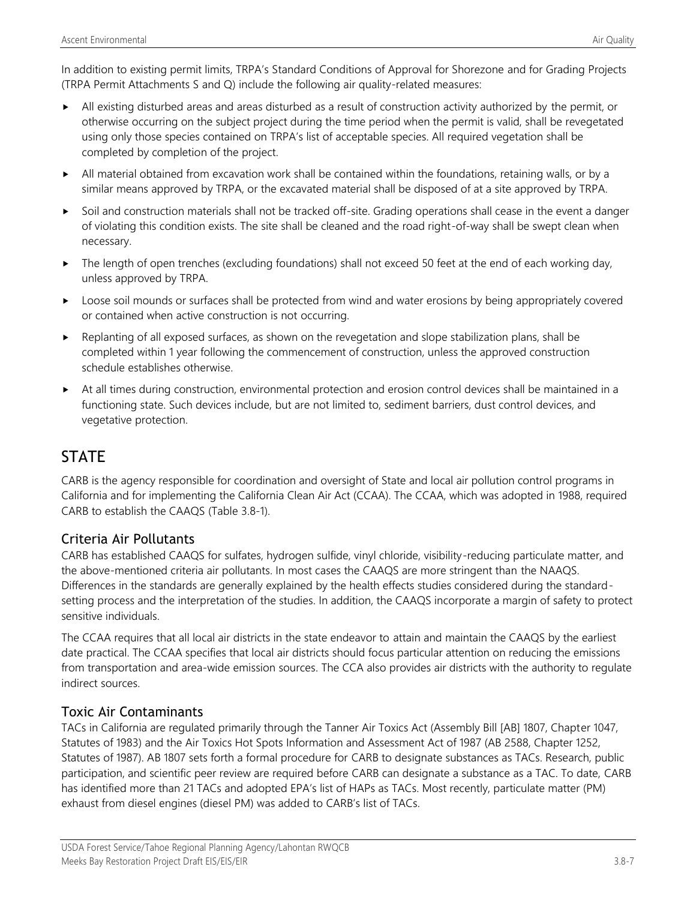In addition to existing permit limits, TRPA's Standard Conditions of Approval for Shorezone and for Grading Projects (TRPA Permit Attachments S and Q) include the following air quality-related measures:

- All existing disturbed areas and areas disturbed as a result of construction activity authorized by the permit, or otherwise occurring on the subject project during the time period when the permit is valid, shall be revegetated using only those species contained on TRPA's list of acceptable species. All required vegetation shall be completed by completion of the project.
- All material obtained from excavation work shall be contained within the foundations, retaining walls, or by a similar means approved by TRPA, or the excavated material shall be disposed of at a site approved by TRPA.
- Soil and construction materials shall not be tracked off-site. Grading operations shall cease in the event a danger of violating this condition exists. The site shall be cleaned and the road right-of-way shall be swept clean when necessary.
- The length of open trenches (excluding foundations) shall not exceed 50 feet at the end of each working day, unless approved by TRPA.
- Loose soil mounds or surfaces shall be protected from wind and water erosions by being appropriately covered or contained when active construction is not occurring.
- Replanting of all exposed surfaces, as shown on the revegetation and slope stabilization plans, shall be completed within 1 year following the commencement of construction, unless the approved construction schedule establishes otherwise.
- At all times during construction, environmental protection and erosion control devices shall be maintained in a functioning state. Such devices include, but are not limited to, sediment barriers, dust control devices, and vegetative protection.

# STATE

CARB is the agency responsible for coordination and oversight of State and local air pollution control programs in California and for implementing the California Clean Air Act (CCAA). The CCAA, which was adopted in 1988, required CARB to establish the CAAQS (Table 3.8-1).

## Criteria Air Pollutants

CARB has established CAAQS for sulfates, hydrogen sulfide, vinyl chloride, visibility-reducing particulate matter, and the above-mentioned criteria air pollutants. In most cases the CAAQS are more stringent than the NAAQS. Differences in the standards are generally explained by the health effects studies considered during the standard-setting process and the interpretation of the studies. In addition, the CAAQS incorporate a margin of safety to protect sensitive individuals.

The CCAA requires that all local air districts in the state endeavor to attain and maintain the CAAQS by the earliest date practical. The CCAA specifies that local air districts should focus particular attention on reducing the emissions from transportation and area-wide emission sources. The CCA also provides air districts with the authority to regulate indirect sources.

## Toxic Air Contaminants

TACs in California are regulated primarily through the Tanner Air Toxics Act (Assembly Bill [AB] 1807, Chapter 1047, Statutes of 1983) and the Air Toxics Hot Spots Information and Assessment Act of 1987 (AB 2588, Chapter 1252, Statutes of 1987). AB 1807 sets forth a formal procedure for CARB to designate substances as TACs. Research, public participation, and scientific peer review are required before CARB can designate a substance as a TAC. To date, CARB has identified more than 21 TACs and adopted EPA's list of HAPs as TACs. Most recently, particulate matter (PM) exhaust from diesel engines (diesel PM) was added to CARB's list of TACs.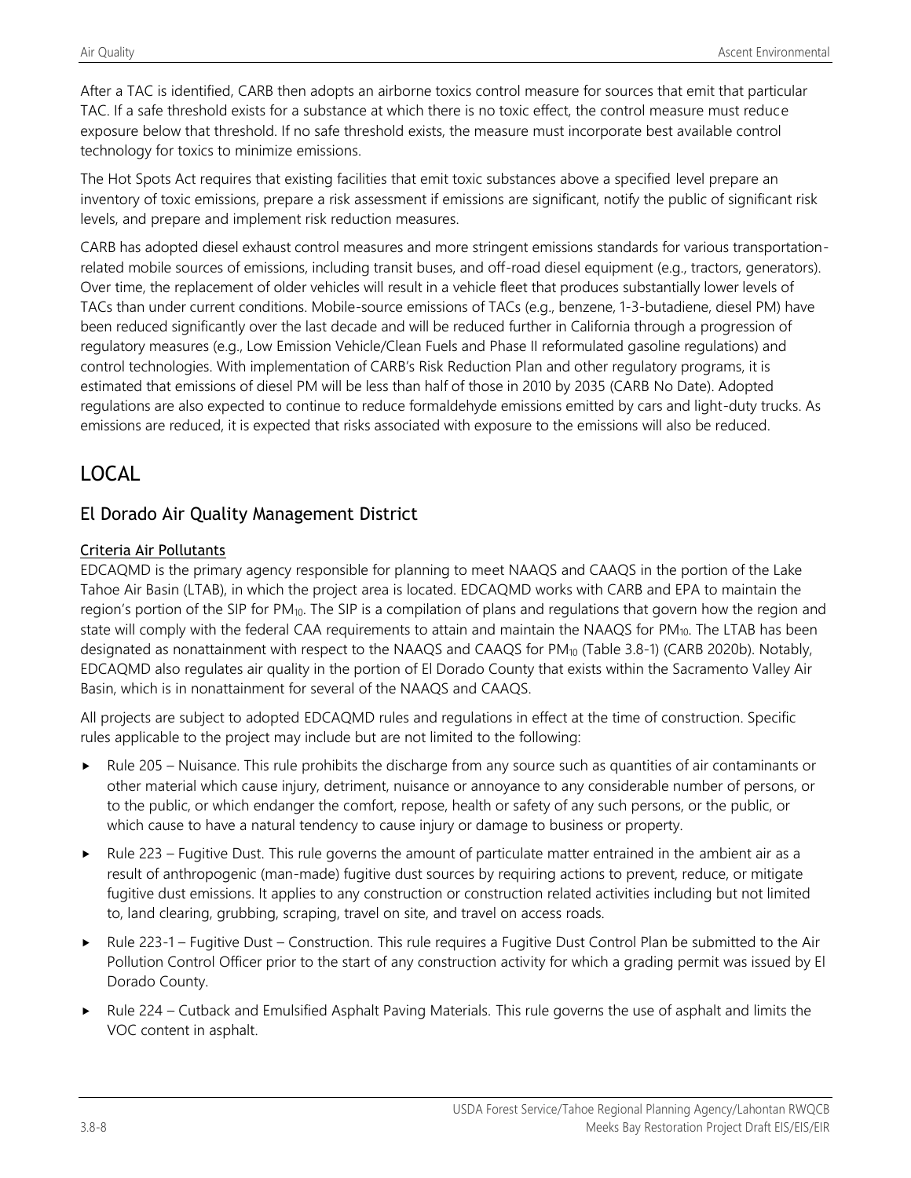After a TAC is identified, CARB then adopts an airborne toxics control measure for sources that emit that particular TAC. If a safe threshold exists for a substance at which there is no toxic effect, the control measure must reduce exposure below that threshold. If no safe threshold exists, the measure must incorporate best available control technology for toxics to minimize emissions.

The Hot Spots Act requires that existing facilities that emit toxic substances above a specified level prepare an inventory of toxic emissions, prepare a risk assessment if emissions are significant, notify the public of significant risk levels, and prepare and implement risk reduction measures.

CARB has adopted diesel exhaust control measures and more stringent emissions standards for various transportation-related mobile sources of emissions, including transit buses, and off-road diesel equipment (e.g., tractors, generators). Over time, the replacement of older vehicles will result in a vehicle fleet that produces substantially lower levels of TACs than under current conditions. Mobile-source emissions of TACs (e.g., benzene, 1-3-butadiene, diesel PM) have been reduced significantly over the last decade and will be reduced further in California through a progression of regulatory measures (e.g., Low Emission Vehicle/Clean Fuels and Phase II reformulated gasoline regulations) and control technologies. With implementation of CARB's Risk Reduction Plan and other regulatory programs, it is estimated that emissions of diesel PM will be less than half of those in 2010 by 2035 (CARB No Date). Adopted regulations are also expected to continue to reduce formaldehyde emissions emitted by cars and light-duty trucks. As emissions are reduced, it is expected that risks associated with exposure to the emissions will also be reduced.

## LOCAL

### El Dorado Air Quality Management District

#### Criteria Air Pollutants

EDCAQMD is the primary agency responsible for planning to meet NAAQS and CAAQS in the portion of the Lake Tahoe Air Basin (LTAB), in which the project area is located. EDCAQMD works with CARB and EPA to maintain the region's portion of the SIP for $PM_{10}$. The SIP is a compilation of plans and regulations that govern how the region and state will comply with the federal CAA requirements to attain and maintain the NAAQS for $PM_{10}$. The LTAB has been designated as nonattainment with respect to the NAAQS and CAAQS for $PM_{10}$ (Table 3.8-1) (CARB 2020b). Notably, EDCAQMD also regulates air quality in the portion of El Dorado County that exists within the Sacramento Valley Air Basin, which is in nonattainment for several of the NAAQS and CAAQS.

All projects are subject to adopted EDCAQMD rules and regulations in effect at the time of construction. Specific rules applicable to the project may include but are not limited to the following:

- Rule 205 – Nuisance. This rule prohibits the discharge from any source such as quantities of air contaminants or other material which cause injury, detriment, nuisance or annoyance to any considerable number of persons, or to the public, or which endanger the comfort, repose, health or safety of any such persons, or the public, or which cause to have a natural tendency to cause injury or damage to business or property.
- Rule 223 – Fugitive Dust. This rule governs the amount of particulate matter entrained in the ambient air as a result of anthropogenic (man-made) fugitive dust sources by requiring actions to prevent, reduce, or mitigate fugitive dust emissions. It applies to any construction or construction related activities including but not limited to, land clearing, grubbing, scraping, travel on site, and travel on access roads.
- Rule 223-1 – Fugitive Dust – Construction. This rule requires a Fugitive Dust Control Plan be submitted to the Air Pollution Control Officer prior to the start of any construction activity for which a grading permit was issued by El Dorado County.
- Rule 224 – Cutback and Emulsified Asphalt Paving Materials. This rule governs the use of asphalt and limits the VOC content in asphalt.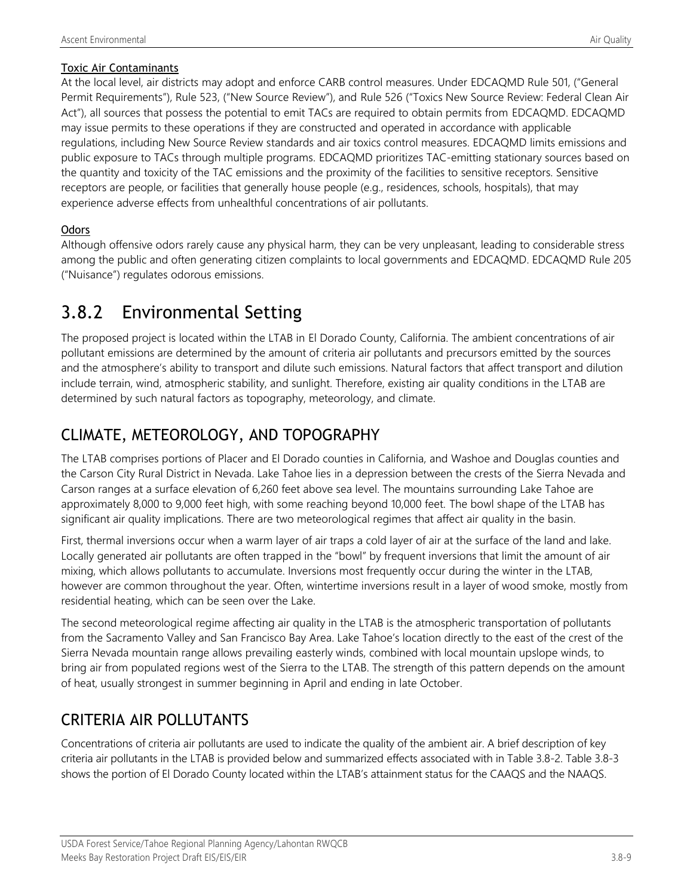<u>Toxic Air Contaminants</u>

At the local level, air districts may adopt and enforce CARB control measures. Under EDCAQMD Rule 501, ("General Permit Requirements"), Rule 523, ("New Source Review"), and Rule 526 ("Toxics New Source Review: Federal Clean Air Act"), all sources that possess the potential to emit TACs are required to obtain permits from EDCAQMD. EDCAQMD may issue permits to these operations if they are constructed and operated in accordance with applicable regulations, including New Source Review standards and air toxics control measures. EDCAQMD limits emissions and public exposure to TACs through multiple programs. EDCAQMD prioritizes TAC-emitting stationary sources based on the quantity and toxicity of the TAC emissions and the proximity of the facilities to sensitive receptors. Sensitive receptors are people, or facilities that generally house people (e.g., residences, schools, hospitals), that may experience adverse effects from unhealthful concentrations of air pollutants.

<u>Odors</u>

Although offensive odors rarely cause any physical harm, they can be very unpleasant, leading to considerable stress among the public and often generating citizen complaints to local governments and EDCAQMD. EDCAQMD Rule 205 ("Nuisance") regulates odorous emissions.

# 3.8.2 Environmental Setting

The proposed project is located within the LTAB in El Dorado County, California. The ambient concentrations of air pollutant emissions are determined by the amount of criteria air pollutants and precursors emitted by the sources and the atmosphere's ability to transport and dilute such emissions. Natural factors that affect transport and dilution include terrain, wind, atmospheric stability, and sunlight. Therefore, existing air quality conditions in the LTAB are determined by such natural factors as topography, meteorology, and climate.

## CLIMATE, METEOROLOGY, AND TOPOGRAPHY

The LTAB comprises portions of Placer and El Dorado counties in California, and Washoe and Douglas counties and the Carson City Rural District in Nevada. Lake Tahoe lies in a depression between the crests of the Sierra Nevada and Carson ranges at a surface elevation of 6,260 feet above sea level. The mountains surrounding Lake Tahoe are approximately 8,000 to 9,000 feet high, with some reaching beyond 10,000 feet. The bowl shape of the LTAB has significant air quality implications. There are two meteorological regimes that affect air quality in the basin.

First, thermal inversions occur when a warm layer of air traps a cold layer of air at the surface of the land and lake. Locally generated air pollutants are often trapped in the "bowl" by frequent inversions that limit the amount of air mixing, which allows pollutants to accumulate. Inversions most frequently occur during the winter in the LTAB, however are common throughout the year. Often, wintertime inversions result in a layer of wood smoke, mostly from residential heating, which can be seen over the Lake.

The second meteorological regime affecting air quality in the LTAB is the atmospheric transportation of pollutants from the Sacramento Valley and San Francisco Bay Area. Lake Tahoe's location directly to the east of the crest of the Sierra Nevada mountain range allows prevailing easterly winds, combined with local mountain upslope winds, to bring air from populated regions west of the Sierra to the LTAB. The strength of this pattern depends on the amount of heat, usually strongest in summer beginning in April and ending in late October.

## CRITERIA AIR POLLUTANTS

Concentrations of criteria air pollutants are used to indicate the quality of the ambient air. A brief description of key criteria air pollutants in the LTAB is provided below and summarized effects associated with in Table 3.8-2. Table 3.8-3 shows the portion of El Dorado County located within the LTAB's attainment status for the CAAQS and the NAAQS.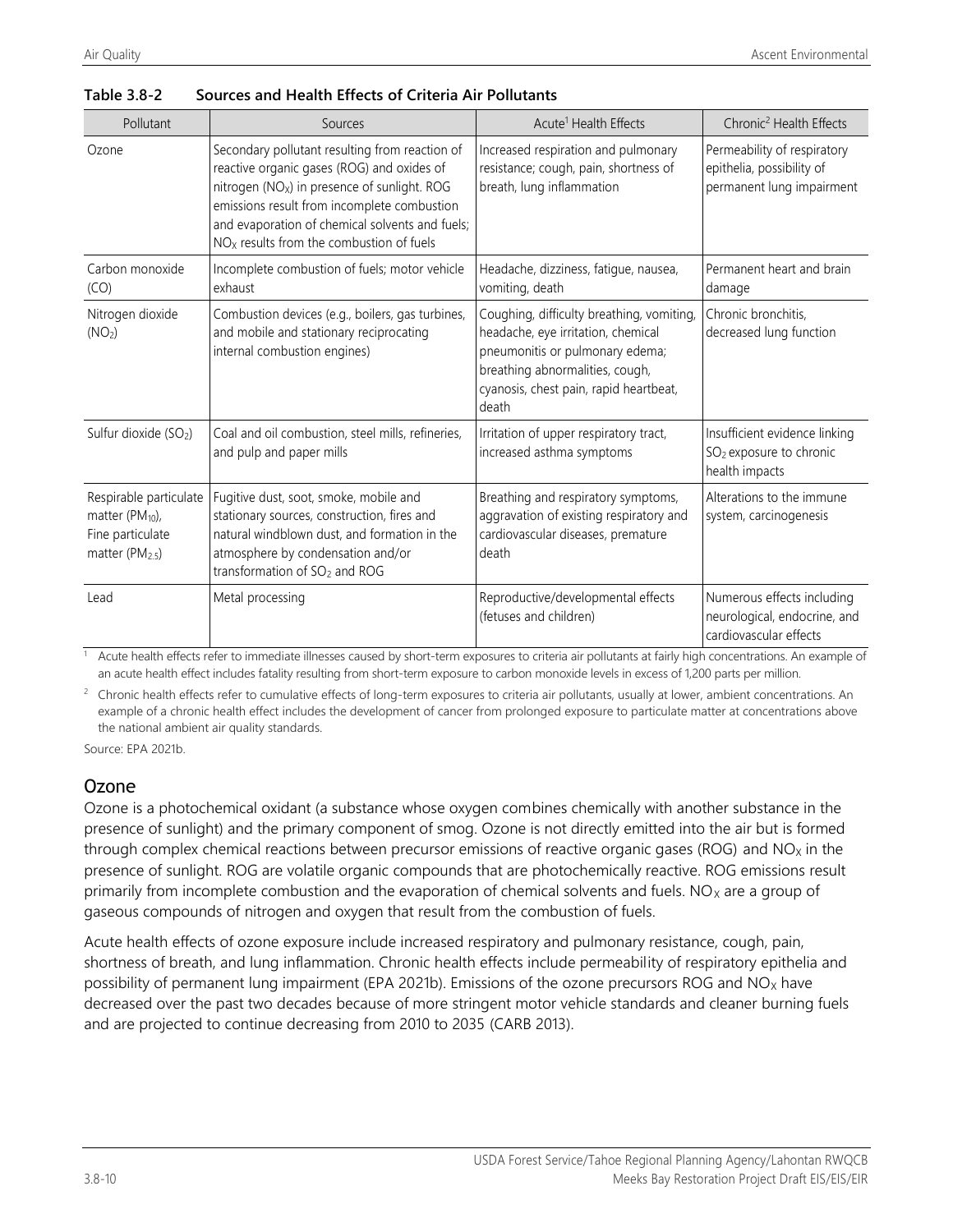**Table 3.8-2 Sources and Health Effects of Criteria Air Pollutants**

| Pollutant | Sources | Acute[1] Health Effects | Chronic[2] Health Effects |
|---|---|---|---|
| Ozone | Secondary pollutant resulting from reaction of reactive organic gases (ROG) and oxides of nitrogen ($NO_X$) in presence of sunlight. ROG emissions result from incomplete combustion and evaporation of chemical solvents and fuels; $NO_X$ results from the combustion of fuels | Increased respiration and pulmonary resistance; cough, pain, shortness of breath, lung inflammation | Permeability of respiratory epithelia, possibility of permanent lung impairment |
| Carbon monoxide (CO) | Incomplete combustion of fuels; motor vehicle exhaust | Headache, dizziness, fatigue, nausea, vomiting, death | Permanent heart and brain damage |
| Nitrogen dioxide ($NO_2$) | Combustion devices (e.g., boilers, gas turbines, and mobile and stationary reciprocating internal combustion engines) | Coughing, difficulty breathing, vomiting, headache, eye irritation, chemical pneumonitis or pulmonary edema; breathing abnormalities, cough, cyanosis, chest pain, rapid heartbeat, death | Chronic bronchitis, decreased lung function |
| Sulfur dioxide ($SO_2$) | Coal and oil combustion, steel mills, refineries, and pulp and paper mills | Irritation of upper respiratory tract, increased asthma symptoms | Insufficient evidence linking $SO_2$ exposure to chronic health impacts |
| Respirable particulate matter ($PM_{10}$), Fine particulate matter ($PM_{2.5}$) | Fugitive dust, soot, smoke, mobile and stationary sources, construction, fires and natural windblown dust, and formation in the atmosphere by condensation and/or transformation of $SO_2$ and ROG | Breathing and respiratory symptoms, aggravation of existing respiratory and cardiovascular diseases, premature death | Alterations to the immune system, carcinogenesis |
| Lead | Metal processing | Reproductive/developmental effects (fetuses and children) | Numerous effects including neurological, endocrine, and cardiovascular effects |

[1] Acute health effects refer to immediate illnesses caused by short-term exposures to criteria air pollutants at fairly high concentrations. An example of an acute health effect includes fatality resulting from short-term exposure to carbon monoxide levels in excess of 1,200 parts per million.

[2] Chronic health effects refer to cumulative effects of long-term exposures to criteria air pollutants, usually at lower, ambient concentrations. An example of a chronic health effect includes the development of cancer from prolonged exposure to particulate matter at concentrations above the national ambient air quality standards.

Source: EPA 2021b.

## Ozone

Ozone is a photochemical oxidant (a substance whose oxygen combines chemically with another substance in the presence of sunlight) and the primary component of smog. Ozone is not directly emitted into the air but is formed through complex chemical reactions between precursor emissions of reactive organic gases (ROG) and $NO_X$ in the presence of sunlight. ROG are volatile organic compounds that are photochemically reactive. ROG emissions result primarily from incomplete combustion and the evaporation of chemical solvents and fuels. $NO_X$ are a group of gaseous compounds of nitrogen and oxygen that result from the combustion of fuels.

Acute health effects of ozone exposure include increased respiratory and pulmonary resistance, cough, pain, shortness of breath, and lung inflammation. Chronic health effects include permeability of respiratory epithelia and possibility of permanent lung impairment (EPA 2021b). Emissions of the ozone precursors ROG and $NO_X$ have decreased over the past two decades because of more stringent motor vehicle standards and cleaner burning fuels and are projected to continue decreasing from 2010 to 2035 (CARB 2013).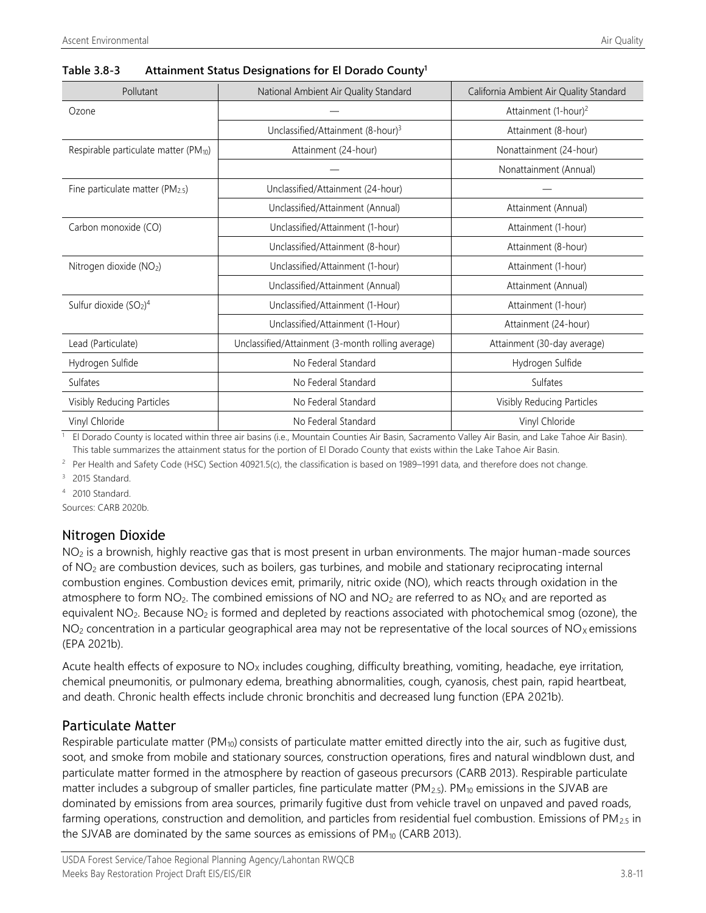**Table 3.8-3 Attainment Status Designations for El Dorado County[1]**

| Pollutant | National Ambient Air Quality Standard | California Ambient Air Quality Standard |
|---|---|---|
| Ozone | — | Attainment (1-hour)[2] |
| | Unclassified/Attainment (8-hour)[3] | Attainment (8-hour) |
| Respirable particulate matter ($PM_{10}$) | Attainment (24-hour) | Nonattainment (24-hour) |
| | — | Nonattainment (Annual) |
| Fine particulate matter ($PM_{2.5}$) | Unclassified/Attainment (24-hour) | — |
| | Unclassified/Attainment (Annual) | Attainment (Annual) |
| Carbon monoxide (CO) | Unclassified/Attainment (1-hour) | Attainment (1-hour) |
| | Unclassified/Attainment (8-hour) | Attainment (8-hour) |
| Nitrogen dioxide ($NO_2$) | Unclassified/Attainment (1-hour) | Attainment (1-hour) |
| | Unclassified/Attainment (Annual) | Attainment (Annual) |
| Sulfur dioxide ($SO_2$)[4] | Unclassified/Attainment (1-Hour) | Attainment (1-hour) |
| | Unclassified/Attainment (1-Hour) | Attainment (24-hour) |
| Lead (Particulate) | Unclassified/Attainment (3-month rolling average) | Attainment (30-day average) |
| Hydrogen Sulfide | No Federal Standard | Hydrogen Sulfide |
| Sulfates | No Federal Standard | Sulfates |
| Visibly Reducing Particles | No Federal Standard | Visibly Reducing Particles |
| Vinyl Chloride | No Federal Standard | Vinyl Chloride |

[1] El Dorado County is located within three air basins (i.e., Mountain Counties Air Basin, Sacramento Valley Air Basin, and Lake Tahoe Air Basin). This table summarizes the attainment status for the portion of El Dorado County that exists within the Lake Tahoe Air Basin.

[2] Per Health and Safety Code (HSC) Section 40921.5(c), the classification is based on 1989–1991 data, and therefore does not change.

[3] 2015 Standard.

[4] 2010 Standard.

Sources: CARB 2020b.

## Nitrogen Dioxide

$NO_2$ is a brownish, highly reactive gas that is most present in urban environments. The major human-made sources of $NO_2$ are combustion devices, such as boilers, gas turbines, and mobile and stationary reciprocating internal combustion engines. Combustion devices emit, primarily, nitric oxide (NO), which reacts through oxidation in the atmosphere to form $NO_2$. The combined emissions of NO and $NO_2$ are referred to as $NO_X$ and are reported as equivalent $NO_2$. Because $NO_2$ is formed and depleted by reactions associated with photochemical smog (ozone), the $NO_2$ concentration in a particular geographical area may not be representative of the local sources of $NO_X$ emissions (EPA 2021b).

Acute health effects of exposure to $NO_X$ includes coughing, difficulty breathing, vomiting, headache, eye irritation, chemical pneumonitis, or pulmonary edema, breathing abnormalities, cough, cyanosis, chest pain, rapid heartbeat, and death. Chronic health effects include chronic bronchitis and decreased lung function (EPA 2021b).

## Particulate Matter

Respirable particulate matter ($PM_{10}$) consists of particulate matter emitted directly into the air, such as fugitive dust, soot, and smoke from mobile and stationary sources, construction operations, fires and natural windblown dust, and particulate matter formed in the atmosphere by reaction of gaseous precursors (CARB 2013). Respirable particulate matter includes a subgroup of smaller particles, fine particulate matter ($PM_{2.5}$). $PM_{10}$ emissions in the SJVAB are dominated by emissions from area sources, primarily fugitive dust from vehicle travel on unpaved and paved roads, farming operations, construction and demolition, and particles from residential fuel combustion. Emissions of $PM_{2.5}$ in the SJVAB are dominated by the same sources as emissions of $PM_{10}$ (CARB 2013).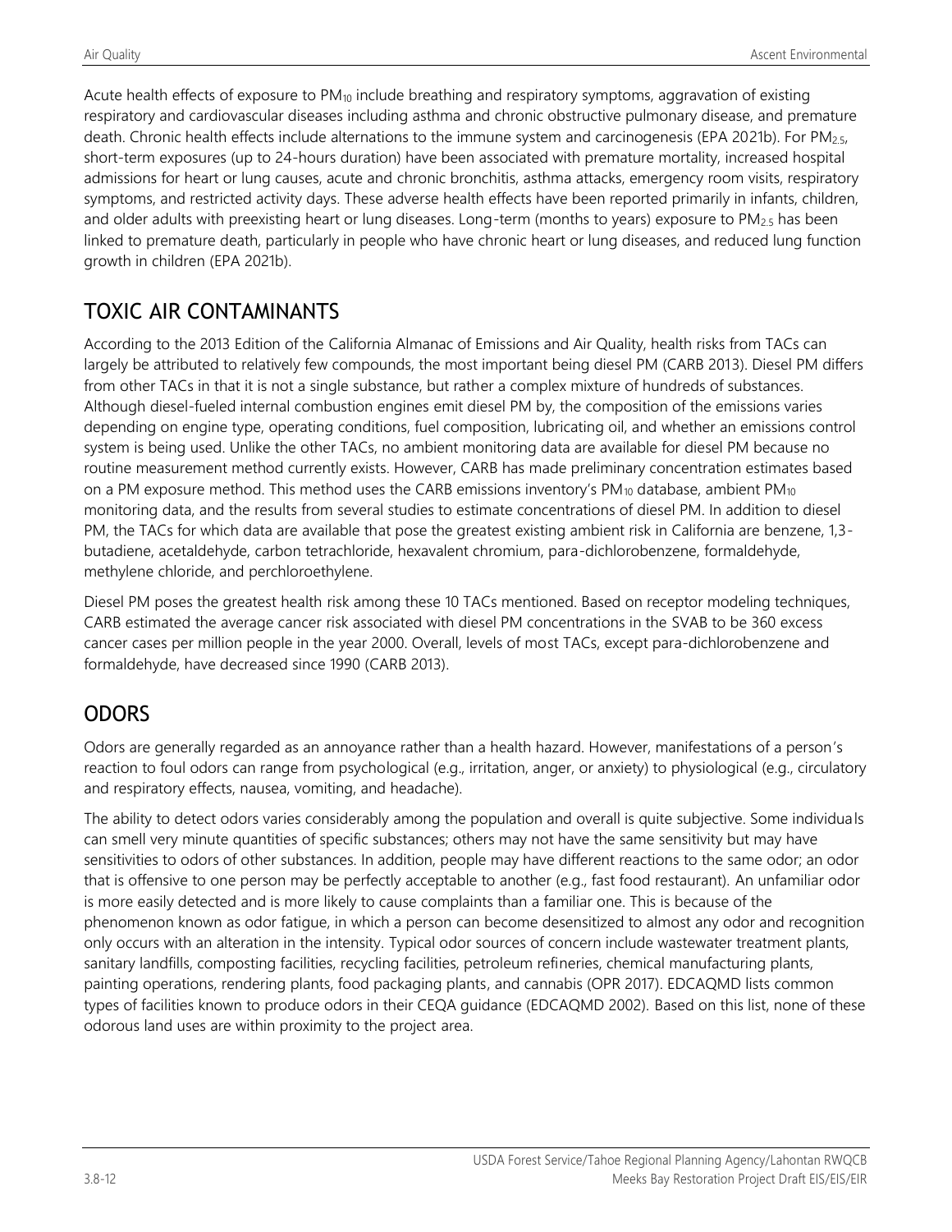Acute health effects of exposure to $PM_{10}$ include breathing and respiratory symptoms, aggravation of existing respiratory and cardiovascular diseases including asthma and chronic obstructive pulmonary disease, and premature death. Chronic health effects include alternations to the immune system and carcinogenesis (EPA 2021b). For $PM_{2.5}$, short-term exposures (up to 24-hours duration) have been associated with premature mortality, increased hospital admissions for heart or lung causes, acute and chronic bronchitis, asthma attacks, emergency room visits, respiratory symptoms, and restricted activity days. These adverse health effects have been reported primarily in infants, children, and older adults with preexisting heart or lung diseases. Long-term (months to years) exposure to $PM_{2.5}$ has been linked to premature death, particularly in people who have chronic heart or lung diseases, and reduced lung function growth in children (EPA 2021b).

## TOXIC AIR CONTAMINANTS

According to the 2013 Edition of the California Almanac of Emissions and Air Quality, health risks from TACs can largely be attributed to relatively few compounds, the most important being diesel PM (CARB 2013). Diesel PM differs from other TACs in that it is not a single substance, but rather a complex mixture of hundreds of substances. Although diesel-fueled internal combustion engines emit diesel PM by, the composition of the emissions varies depending on engine type, operating conditions, fuel composition, lubricating oil, and whether an emissions control system is being used. Unlike the other TACs, no ambient monitoring data are available for diesel PM because no routine measurement method currently exists. However, CARB has made preliminary concentration estimates based on a PM exposure method. This method uses the CARB emissions inventory's $PM_{10}$ database, ambient $PM_{10}$ monitoring data, and the results from several studies to estimate concentrations of diesel PM. In addition to diesel PM, the TACs for which data are available that pose the greatest existing ambient risk in California are benzene, 1,3-butadiene, acetaldehyde, carbon tetrachloride, hexavalent chromium, para-dichlorobenzene, formaldehyde, methylene chloride, and perchloroethylene.

Diesel PM poses the greatest health risk among these 10 TACs mentioned. Based on receptor modeling techniques, CARB estimated the average cancer risk associated with diesel PM concentrations in the SVAB to be 360 excess cancer cases per million people in the year 2000. Overall, levels of most TACs, except para-dichlorobenzene and formaldehyde, have decreased since 1990 (CARB 2013).

## ODORS

Odors are generally regarded as an annoyance rather than a health hazard. However, manifestations of a person's reaction to foul odors can range from psychological (e.g., irritation, anger, or anxiety) to physiological (e.g., circulatory and respiratory effects, nausea, vomiting, and headache).

The ability to detect odors varies considerably among the population and overall is quite subjective. Some individuals can smell very minute quantities of specific substances; others may not have the same sensitivity but may have sensitivities to odors of other substances. In addition, people may have different reactions to the same odor; an odor that is offensive to one person may be perfectly acceptable to another (e.g., fast food restaurant). An unfamiliar odor is more easily detected and is more likely to cause complaints than a familiar one. This is because of the phenomenon known as odor fatigue, in which a person can become desensitized to almost any odor and recognition only occurs with an alteration in the intensity. Typical odor sources of concern include wastewater treatment plants, sanitary landfills, composting facilities, recycling facilities, petroleum refineries, chemical manufacturing plants, painting operations, rendering plants, food packaging plants, and cannabis (OPR 2017). EDCAQMD lists common types of facilities known to produce odors in their CEQA guidance (EDCAQMD 2002). Based on this list, none of these odorous land uses are within proximity to the project area.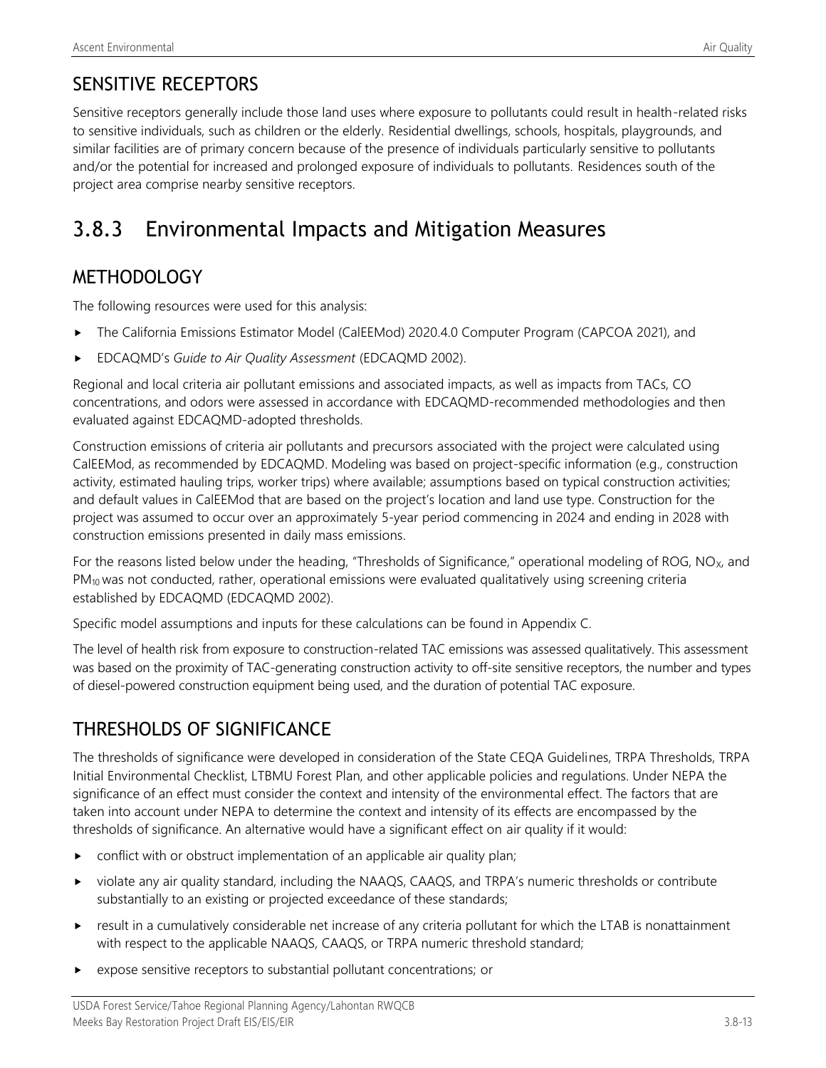## SENSITIVE RECEPTORS

Sensitive receptors generally include those land uses where exposure to pollutants could result in health-related risks to sensitive individuals, such as children or the elderly. Residential dwellings, schools, hospitals, playgrounds, and similar facilities are of primary concern because of the presence of individuals particularly sensitive to pollutants and/or the potential for increased and prolonged exposure of individuals to pollutants. Residences south of the project area comprise nearby sensitive receptors.

# 3.8.3 Environmental Impacts and Mitigation Measures

## METHODOLOGY

The following resources were used for this analysis:

- The California Emissions Estimator Model (CalEEMod) 2020.4.0 Computer Program (CAPCOA 2021), and
- EDCAQMD's *Guide to Air Quality Assessment* (EDCAQMD 2002).

Regional and local criteria air pollutant emissions and associated impacts, as well as impacts from TACs, CO concentrations, and odors were assessed in accordance with EDCAQMD-recommended methodologies and then evaluated against EDCAQMD-adopted thresholds.

Construction emissions of criteria air pollutants and precursors associated with the project were calculated using CalEEMod, as recommended by EDCAQMD. Modeling was based on project-specific information (e.g., construction activity, estimated hauling trips, worker trips) where available; assumptions based on typical construction activities; and default values in CalEEMod that are based on the project's location and land use type. Construction for the project was assumed to occur over an approximately 5-year period commencing in 2024 and ending in 2028 with construction emissions presented in daily mass emissions.

For the reasons listed below under the heading, "Thresholds of Significance," operational modeling of ROG, $NO_X$, and $PM_{10}$ was not conducted, rather, operational emissions were evaluated qualitatively using screening criteria established by EDCAQMD (EDCAQMD 2002).

Specific model assumptions and inputs for these calculations can be found in Appendix C.

The level of health risk from exposure to construction-related TAC emissions was assessed qualitatively. This assessment was based on the proximity of TAC-generating construction activity to off-site sensitive receptors, the number and types of diesel-powered construction equipment being used, and the duration of potential TAC exposure.

## THRESHOLDS OF SIGNIFICANCE

The thresholds of significance were developed in consideration of the State CEQA Guidelines, TRPA Thresholds, TRPA Initial Environmental Checklist, LTBMU Forest Plan, and other applicable policies and regulations. Under NEPA the significance of an effect must consider the context and intensity of the environmental effect. The factors that are taken into account under NEPA to determine the context and intensity of its effects are encompassed by the thresholds of significance. An alternative would have a significant effect on air quality if it would:

- conflict with or obstruct implementation of an applicable air quality plan;
- violate any air quality standard, including the NAAQS, CAAQS, and TRPA's numeric thresholds or contribute substantially to an existing or projected exceedance of these standards;
- result in a cumulatively considerable net increase of any criteria pollutant for which the LTAB is nonattainment with respect to the applicable NAAQS, CAAQS, or TRPA numeric threshold standard;
- expose sensitive receptors to substantial pollutant concentrations; or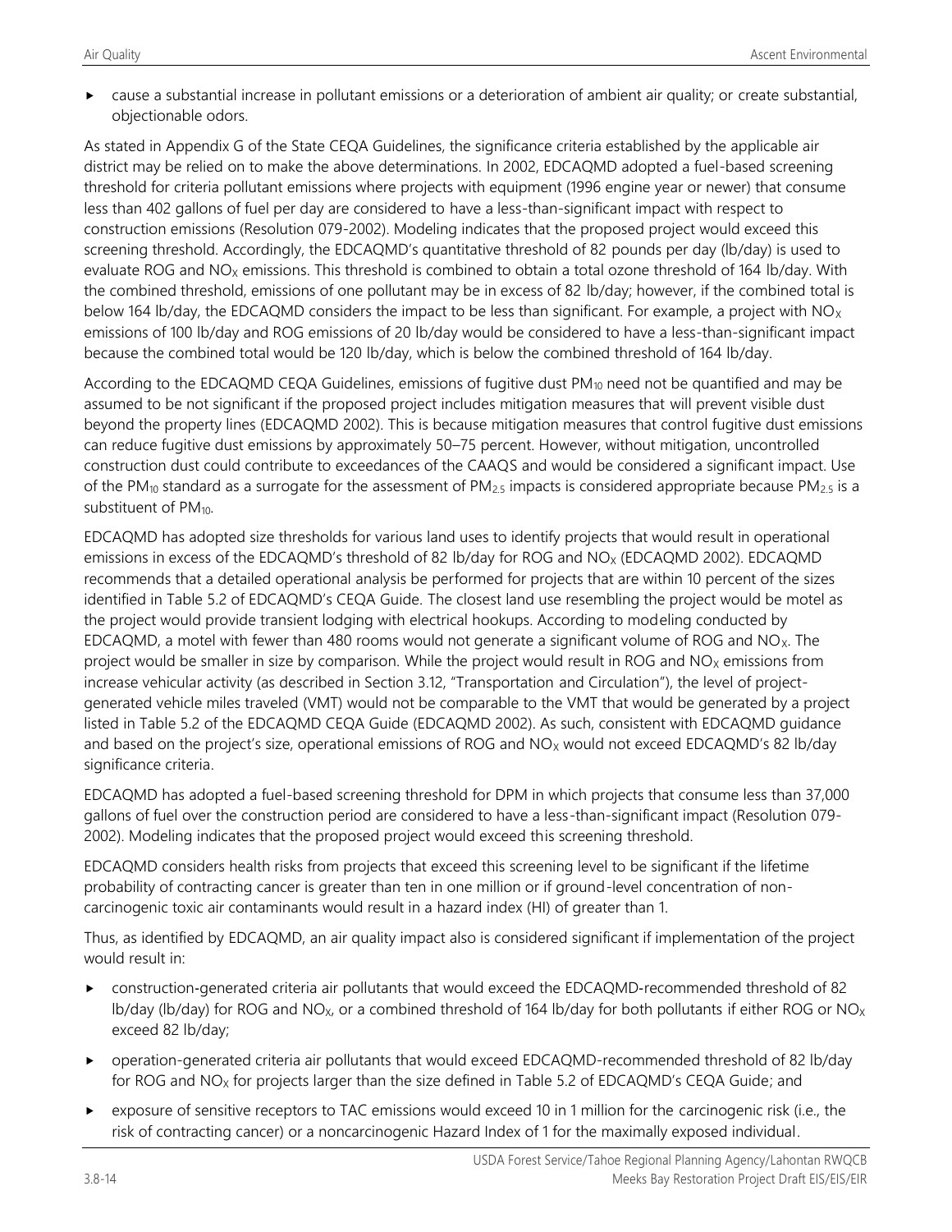- cause a substantial increase in pollutant emissions or a deterioration of ambient air quality; or create substantial, objectionable odors.

As stated in Appendix G of the State CEQA Guidelines, the significance criteria established by the applicable air district may be relied on to make the above determinations. In 2002, EDCAQMD adopted a fuel-based screening threshold for criteria pollutant emissions where projects with equipment (1996 engine year or newer) that consume less than 402 gallons of fuel per day are considered to have a less-than-significant impact with respect to construction emissions (Resolution 079-2002). Modeling indicates that the proposed project would exceed this screening threshold. Accordingly, the EDCAQMD's quantitative threshold of 82 pounds per day (lb/day) is used to evaluate ROG and $NO_X$ emissions. This threshold is combined to obtain a total ozone threshold of 164 lb/day. With the combined threshold, emissions of one pollutant may be in excess of 82 lb/day; however, if the combined total is below 164 lb/day, the EDCAQMD considers the impact to be less than significant. For example, a project with $NO_X$ emissions of 100 lb/day and ROG emissions of 20 lb/day would be considered to have a less-than-significant impact because the combined total would be 120 lb/day, which is below the combined threshold of 164 lb/day.

According to the EDCAQMD CEQA Guidelines, emissions of fugitive dust $PM_{10}$ need not be quantified and may be assumed to be not significant if the proposed project includes mitigation measures that will prevent visible dust beyond the property lines (EDCAQMD 2002). This is because mitigation measures that control fugitive dust emissions can reduce fugitive dust emissions by approximately 50–75 percent. However, without mitigation, uncontrolled construction dust could contribute to exceedances of the CAAQS and would be considered a significant impact. Use of the $PM_{10}$ standard as a surrogate for the assessment of $PM_{2.5}$ impacts is considered appropriate because $PM_{2.5}$ is a substituent of $PM_{10}$.

EDCAQMD has adopted size thresholds for various land uses to identify projects that would result in operational emissions in excess of the EDCAQMD's threshold of 82 lb/day for ROG and $NO_X$ (EDCAQMD 2002). EDCAQMD recommends that a detailed operational analysis be performed for projects that are within 10 percent of the sizes identified in Table 5.2 of EDCAQMD's CEQA Guide. The closest land use resembling the project would be motel as the project would provide transient lodging with electrical hookups. According to modeling conducted by EDCAQMD, a motel with fewer than 480 rooms would not generate a significant volume of ROG and $NO_X$. The project would be smaller in size by comparison. While the project would result in ROG and $NO_X$ emissions from increase vehicular activity (as described in Section 3.12, "Transportation and Circulation"), the level of project-generated vehicle miles traveled (VMT) would not be comparable to the VMT that would be generated by a project listed in Table 5.2 of the EDCAQMD CEQA Guide (EDCAQMD 2002). As such, consistent with EDCAQMD guidance and based on the project's size, operational emissions of ROG and $NO_X$ would not exceed EDCAQMD's 82 lb/day significance criteria.

EDCAQMD has adopted a fuel-based screening threshold for DPM in which projects that consume less than 37,000 gallons of fuel over the construction period are considered to have a less-than-significant impact (Resolution 079-2002). Modeling indicates that the proposed project would exceed this screening threshold.

EDCAQMD considers health risks from projects that exceed this screening level to be significant if the lifetime probability of contracting cancer is greater than ten in one million or if ground-level concentration of non-carcinogenic toxic air contaminants would result in a hazard index (HI) of greater than 1.

Thus, as identified by EDCAQMD, an air quality impact also is considered significant if implementation of the project would result in:

- construction-generated criteria air pollutants that would exceed the EDCAQMD-recommended threshold of 82 lb/day (lb/day) for ROG and $NO_X$, or a combined threshold of 164 lb/day for both pollutants if either ROG or $NO_X$ exceed 82 lb/day;
- operation-generated criteria air pollutants that would exceed EDCAQMD-recommended threshold of 82 lb/day for ROG and $NO_X$ for projects larger than the size defined in Table 5.2 of EDCAQMD's CEQA Guide; and
- exposure of sensitive receptors to TAC emissions would exceed 10 in 1 million for the carcinogenic risk (i.e., the risk of contracting cancer) or a noncarcinogenic Hazard Index of 1 for the maximally exposed individual.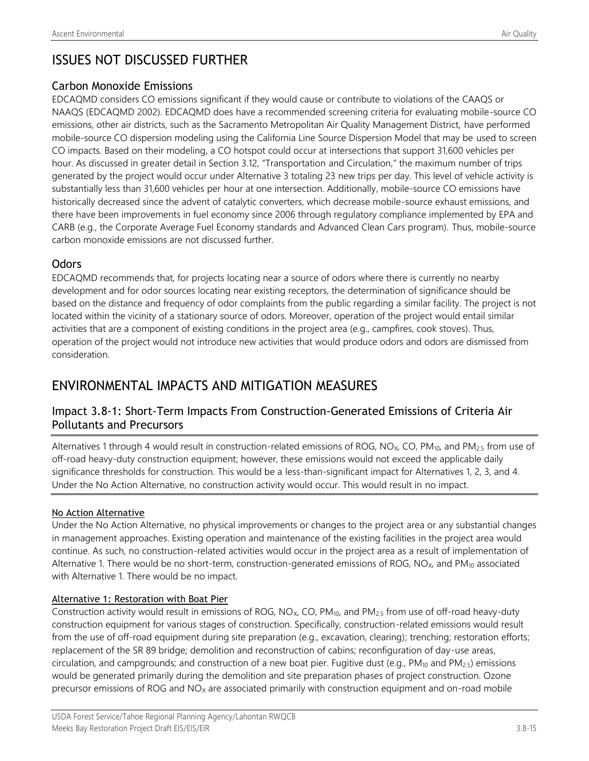# ISSUES NOT DISCUSSED FURTHER

## Carbon Monoxide Emissions

EDCAQMD considers CO emissions significant if they would cause or contribute to violations of the CAAQS or NAAQS (EDCAQMD 2002). EDCAQMD does have a recommended screening criteria for evaluating mobile-source CO emissions, other air districts, such as the Sacramento Metropolitan Air Quality Management District, have performed mobile-source CO dispersion modeling using the California Line Source Dispersion Model that may be used to screen CO impacts. Based on their modeling, a CO hotspot could occur at intersections that support 31,600 vehicles per hour. As discussed in greater detail in Section 3.12, "Transportation and Circulation," the maximum number of trips generated by the project would occur under Alternative 3 totaling 23 new trips per day. This level of vehicle activity is substantially less than 31,600 vehicles per hour at one intersection. Additionally, mobile-source CO emissions have historically decreased since the advent of catalytic converters, which decrease mobile-source exhaust emissions, and there have been improvements in fuel economy since 2006 through regulatory compliance implemented by EPA and CARB (e.g., the Corporate Average Fuel Economy standards and Advanced Clean Cars program). Thus, mobile-source carbon monoxide emissions are not discussed further.

## Odors

EDCAQMD recommends that, for projects locating near a source of odors where there is currently no nearby development and for odor sources locating near existing receptors, the determination of significance should be based on the distance and frequency of odor complaints from the public regarding a similar facility. The project is not located within the vicinity of a stationary source of odors. Moreover, operation of the project would entail similar activities that are a component of existing conditions in the project area (e.g., campfires, cook stoves). Thus, operation of the project would not introduce new activities that would produce odors and odors are dismissed from consideration.

# ENVIRONMENTAL IMPACTS AND MITIGATION MEASURES

## Impact 3.8-1: Short-Term Impacts From Construction-Generated Emissions of Criteria Air Pollutants and Precursors

Alternatives 1 through 4 would result in construction-related emissions of ROG, $NO_X$, CO, $PM_{10}$, and $PM_{2.5}$ from use of off-road heavy-duty construction equipment; however, these emissions would not exceed the applicable daily significance thresholds for construction. This would be a less-than-significant impact for Alternatives 1, 2, 3, and 4. Under the No Action Alternative, no construction activity would occur. This would result in no impact.

### No Action Alternative

Under the No Action Alternative, no physical improvements or changes to the project area or any substantial changes in management approaches. Existing operation and maintenance of the existing facilities in the project area would continue. As such, no construction-related activities would occur in the project area as a result of implementation of Alternative 1. There would be no short-term, construction-generated emissions of ROG, $NO_X$, and $PM_{10}$ associated with Alternative 1. There would be no impact.

### Alternative 1: Restoration with Boat Pier

Construction activity would result in emissions of ROG, $NO_X$, CO, $PM_{10}$, and $PM_{2.5}$ from use of off-road heavy-duty construction equipment for various stages of construction. Specifically, construction-related emissions would result from the use of off-road equipment during site preparation (e.g., excavation, clearing); trenching; restoration efforts; replacement of the SR 89 bridge; demolition and reconstruction of cabins; reconfiguration of day-use areas, circulation, and campgrounds; and construction of a new boat pier. Fugitive dust (e.g., $PM_{10}$ and $PM_{2.5}$) emissions would be generated primarily during the demolition and site preparation phases of project construction. Ozone precursor emissions of ROG and $NO_X$ are associated primarily with construction equipment and on-road mobile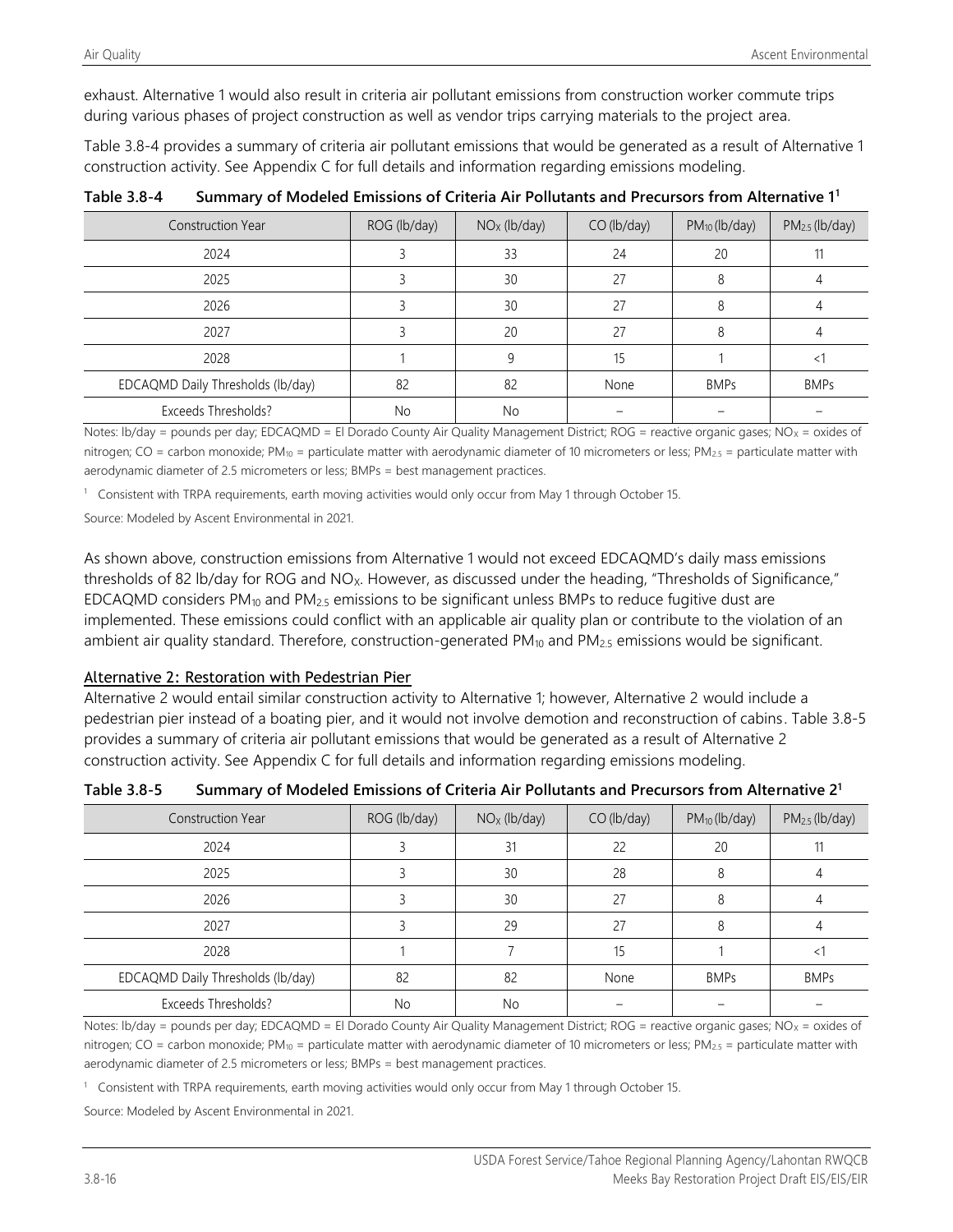exhaust. Alternative 1 would also result in criteria air pollutant emissions from construction worker commute trips during various phases of project construction as well as vendor trips carrying materials to the project area.

Table 3.8-4 provides a summary of criteria air pollutant emissions that would be generated as a result of Alternative 1 construction activity. See Appendix C for full details and information regarding emissions modeling.

**Table 3.8-4 Summary of Modeled Emissions of Criteria Air Pollutants and Precursors from Alternative 1[1]**

| Construction Year | ROG (lb/day) | $NO_X$ (lb/day) | CO (lb/day) | $PM_{10}$ (lb/day) | $PM_{2.5}$ (lb/day) |
|---|---|---|---|---|---|
| 2024 | 3 | 33 | 24 | 20 | 11 |
| 2025 | 3 | 30 | 27 | 8 | 4 |
| 2026 | 3 | 30 | 27 | 8 | 4 |
| 2027 | 3 | 20 | 27 | 8 | 4 |
| 2028 | 1 | 9 | 15 | 1 | <1 |
| EDCAQMD Daily Thresholds (lb/day) | 82 | 82 | None | BMPs | BMPs |
| Exceeds Thresholds? | No | No | – | – | – |

Notes: lb/day = pounds per day; EDCAQMD = El Dorado County Air Quality Management District; ROG = reactive organic gases; $NO_X$ = oxides of nitrogen; CO = carbon monoxide; $PM_{10}$ = particulate matter with aerodynamic diameter of 10 micrometers or less; $PM_{2.5}$ = particulate matter with aerodynamic diameter of 2.5 micrometers or less; BMPs = best management practices.

[1] Consistent with TRPA requirements, earth moving activities would only occur from May 1 through October 15.

Source: Modeled by Ascent Environmental in 2021.

As shown above, construction emissions from Alternative 1 would not exceed EDCAQMD's daily mass emissions thresholds of 82 lb/day for ROG and $NO_X$. However, as discussed under the heading, "Thresholds of Significance," EDCAQMD considers $PM_{10}$ and $PM_{2.5}$ emissions to be significant unless BMPs to reduce fugitive dust are implemented. These emissions could conflict with an applicable air quality plan or contribute to the violation of an ambient air quality standard. Therefore, construction-generated $PM_{10}$ and $PM_{2.5}$ emissions would be significant.

### Alternative 2: Restoration with Pedestrian Pier

Alternative 2 would entail similar construction activity to Alternative 1; however, Alternative 2 would include a pedestrian pier instead of a boating pier, and it would not involve demotion and reconstruction of cabins. Table 3.8-5 provides a summary of criteria air pollutant emissions that would be generated as a result of Alternative 2 construction activity. See Appendix C for full details and information regarding emissions modeling.

**Table 3.8-5 Summary of Modeled Emissions of Criteria Air Pollutants and Precursors from Alternative 2[1]**

| Construction Year | ROG (lb/day) | $NO_X$ (lb/day) | CO (lb/day) | $PM_{10}$ (lb/day) | $PM_{2.5}$ (lb/day) |
|---|---|---|---|---|---|
| 2024 | 3 | 31 | 22 | 20 | 11 |
| 2025 | 3 | 30 | 28 | 8 | 4 |
| 2026 | 3 | 30 | 27 | 8 | 4 |
| 2027 | 3 | 29 | 27 | 8 | 4 |
| 2028 | 1 | 7 | 15 | 1 | <1 |
| EDCAQMD Daily Thresholds (lb/day) | 82 | 82 | None | BMPs | BMPs |
| Exceeds Thresholds? | No | No | – | – | – |

Notes: lb/day = pounds per day; EDCAQMD = El Dorado County Air Quality Management District; ROG = reactive organic gases; $NO_X$ = oxides of nitrogen; CO = carbon monoxide; $PM_{10}$ = particulate matter with aerodynamic diameter of 10 micrometers or less; $PM_{2.5}$ = particulate matter with aerodynamic diameter of 2.5 micrometers or less; BMPs = best management practices.

[1] Consistent with TRPA requirements, earth moving activities would only occur from May 1 through October 15.

Source: Modeled by Ascent Environmental in 2021.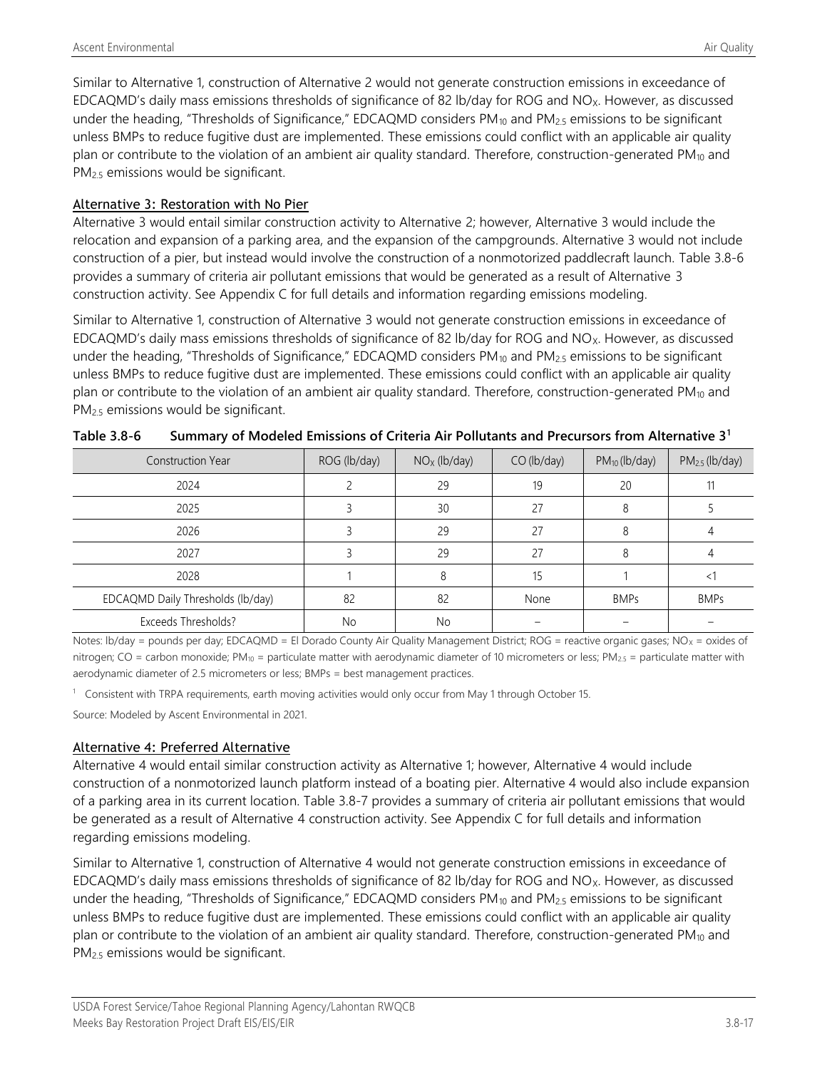Similar to Alternative 1, construction of Alternative 2 would not generate construction emissions in exceedance of EDCAQMD's daily mass emissions thresholds of significance of 82 lb/day for ROG and $NO_X$. However, as discussed under the heading, "Thresholds of Significance," EDCAQMD considers $PM_{10}$ and $PM_{2.5}$ emissions to be significant unless BMPs to reduce fugitive dust are implemented. These emissions could conflict with an applicable air quality plan or contribute to the violation of an ambient air quality standard. Therefore, construction-generated $PM_{10}$ and $PM_{2.5}$ emissions would be significant.

### Alternative 3: Restoration with No Pier

Alternative 3 would entail similar construction activity to Alternative 2; however, Alternative 3 would include the relocation and expansion of a parking area, and the expansion of the campgrounds. Alternative 3 would not include construction of a pier, but instead would involve the construction of a nonmotorized paddlecraft launch. Table 3.8-6 provides a summary of criteria air pollutant emissions that would be generated as a result of Alternative 3 construction activity. See Appendix C for full details and information regarding emissions modeling.

Similar to Alternative 1, construction of Alternative 3 would not generate construction emissions in exceedance of EDCAQMD's daily mass emissions thresholds of significance of 82 lb/day for ROG and $NO_X$. However, as discussed under the heading, "Thresholds of Significance," EDCAQMD considers $PM_{10}$ and $PM_{2.5}$ emissions to be significant unless BMPs to reduce fugitive dust are implemented. These emissions could conflict with an applicable air quality plan or contribute to the violation of an ambient air quality standard. Therefore, construction-generated $PM_{10}$ and $PM_{2.5}$ emissions would be significant.

**Table 3.8-6 Summary of Modeled Emissions of Criteria Air Pollutants and Precursors from Alternative 3[1]**

| Construction Year | ROG (lb/day) | $NO_X$ (lb/day) | CO (lb/day) | $PM_{10}$ (lb/day) | $PM_{2.5}$ (lb/day) |
|---|---|---|---|---|---|
| 2024 | 2 | 29 | 19 | 20 | 11 |
| 2025 | 3 | 30 | 27 | 8 | 5 |
| 2026 | 3 | 29 | 27 | 8 | 4 |
| 2027 | 3 | 29 | 27 | 8 | 4 |
| 2028 | 1 | 8 | 15 | 1 | <1 |
| EDCAQMD Daily Thresholds (lb/day) | 82 | 82 | None | BMPs | BMPs |
| Exceeds Thresholds? | No | No | – | – | – |

Notes: lb/day = pounds per day; EDCAQMD = El Dorado County Air Quality Management District; ROG = reactive organic gases; $NO_X$ = oxides of nitrogen; CO = carbon monoxide; $PM_{10}$ = particulate matter with aerodynamic diameter of 10 micrometers or less; $PM_{2.5}$ = particulate matter with aerodynamic diameter of 2.5 micrometers or less; BMPs = best management practices.

[1] Consistent with TRPA requirements, earth moving activities would only occur from May 1 through October 15.

Source: Modeled by Ascent Environmental in 2021.

### Alternative 4: Preferred Alternative

Alternative 4 would entail similar construction activity as Alternative 1; however, Alternative 4 would include construction of a nonmotorized launch platform instead of a boating pier. Alternative 4 would also include expansion of a parking area in its current location. Table 3.8-7 provides a summary of criteria air pollutant emissions that would be generated as a result of Alternative 4 construction activity. See Appendix C for full details and information regarding emissions modeling.

Similar to Alternative 1, construction of Alternative 4 would not generate construction emissions in exceedance of EDCAQMD's daily mass emissions thresholds of significance of 82 lb/day for ROG and $NO_X$. However, as discussed under the heading, "Thresholds of Significance," EDCAQMD considers $PM_{10}$ and $PM_{2.5}$ emissions to be significant unless BMPs to reduce fugitive dust are implemented. These emissions could conflict with an applicable air quality plan or contribute to the violation of an ambient air quality standard. Therefore, construction-generated $PM_{10}$ and $PM_{2.5}$ emissions would be significant.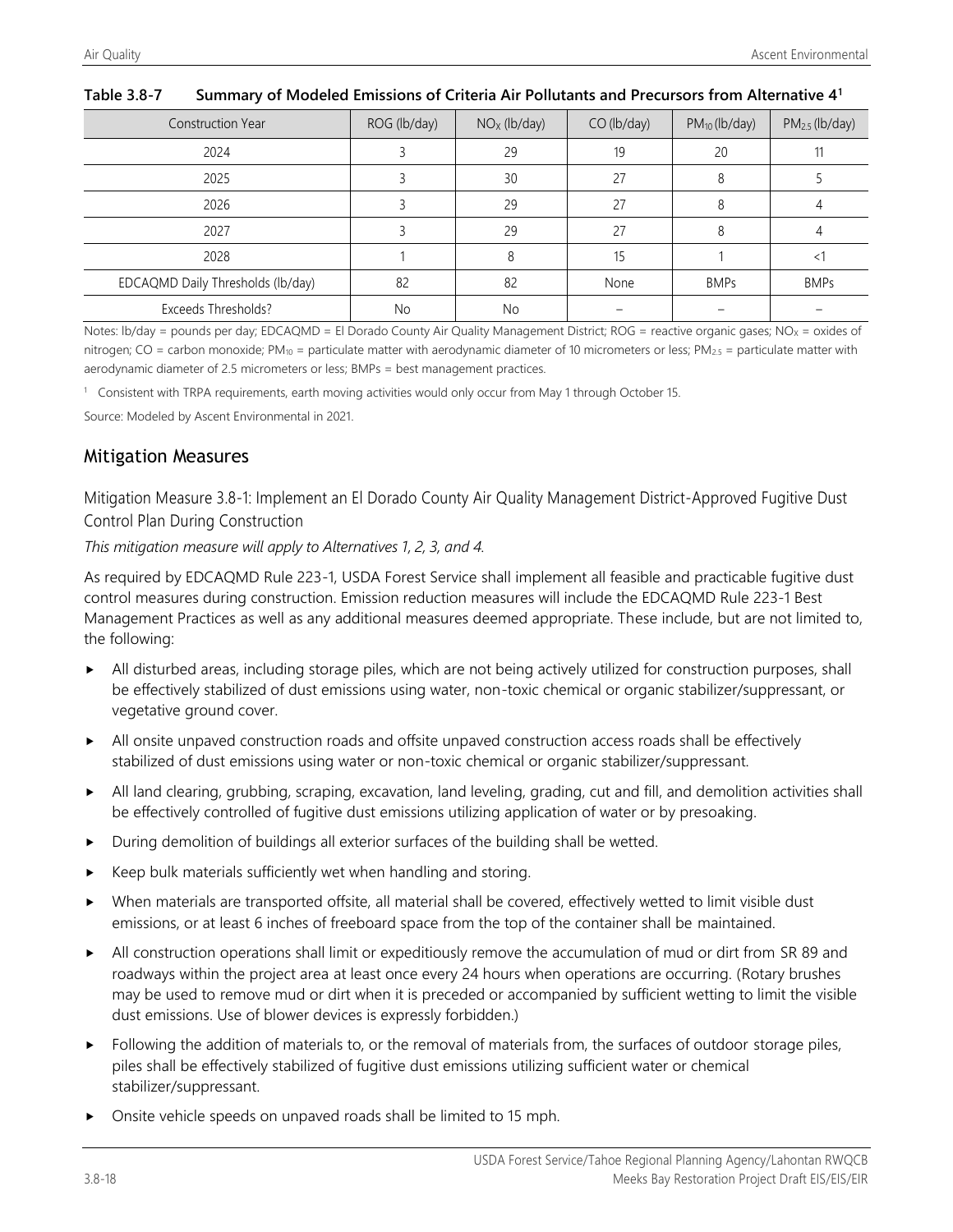**Table 3.8-7 Summary of Modeled Emissions of Criteria Air Pollutants and Precursors from Alternative 4[1]**

| Construction Year | ROG (lb/day) | $NO_X$ (lb/day) | CO (lb/day) | $PM_{10}$ (lb/day) | $PM_{2.5}$ (lb/day) |
|---|---|---|---|---|---|
| 2024 | 3 | 29 | 19 | 20 | 11 |
| 2025 | 3 | 30 | 27 | 8 | 5 |
| 2026 | 3 | 29 | 27 | 8 | 4 |
| 2027 | 3 | 29 | 27 | 8 | 4 |
| 2028 | 1 | 8 | 15 | 1 | <1 |
| EDCAQMD Daily Thresholds (lb/day) | 82 | 82 | None | BMPs | BMPs |
| Exceeds Thresholds? | No | No | – | – | – |

Notes: lb/day = pounds per day; EDCAQMD = El Dorado County Air Quality Management District; ROG = reactive organic gases; $NO_X$ = oxides of nitrogen; CO = carbon monoxide; $PM_{10}$ = particulate matter with aerodynamic diameter of 10 micrometers or less; $PM_{2.5}$ = particulate matter with aerodynamic diameter of 2.5 micrometers or less; BMPs = best management practices.

[1] Consistent with TRPA requirements, earth moving activities would only occur from May 1 through October 15.

Source: Modeled by Ascent Environmental in 2021.

## Mitigation Measures

### Mitigation Measure 3.8-1: Implement an El Dorado County Air Quality Management District-Approved Fugitive Dust Control Plan During Construction

*This mitigation measure will apply to Alternatives 1, 2, 3, and 4.*

As required by EDCAQMD Rule 223-1, USDA Forest Service shall implement all feasible and practicable fugitive dust control measures during construction. Emission reduction measures will include the EDCAQMD Rule 223-1 Best Management Practices as well as any additional measures deemed appropriate. These include, but are not limited to, the following:

- All disturbed areas, including storage piles, which are not being actively utilized for construction purposes, shall be effectively stabilized of dust emissions using water, non-toxic chemical or organic stabilizer/suppressant, or vegetative ground cover.
- All onsite unpaved construction roads and offsite unpaved construction access roads shall be effectively stabilized of dust emissions using water or non-toxic chemical or organic stabilizer/suppressant.
- All land clearing, grubbing, scraping, excavation, land leveling, grading, cut and fill, and demolition activities shall be effectively controlled of fugitive dust emissions utilizing application of water or by presoaking.
- During demolition of buildings all exterior surfaces of the building shall be wetted.
- Keep bulk materials sufficiently wet when handling and storing.
- When materials are transported offsite, all material shall be covered, effectively wetted to limit visible dust emissions, or at least 6 inches of freeboard space from the top of the container shall be maintained.
- All construction operations shall limit or expeditiously remove the accumulation of mud or dirt from SR 89 and roadways within the project area at least once every 24 hours when operations are occurring. (Rotary brushes may be used to remove mud or dirt when it is preceded or accompanied by sufficient wetting to limit the visible dust emissions. Use of blower devices is expressly forbidden.)
- Following the addition of materials to, or the removal of materials from, the surfaces of outdoor storage piles, piles shall be effectively stabilized of fugitive dust emissions utilizing sufficient water or chemical stabilizer/suppressant.
- Onsite vehicle speeds on unpaved roads shall be limited to 15 mph.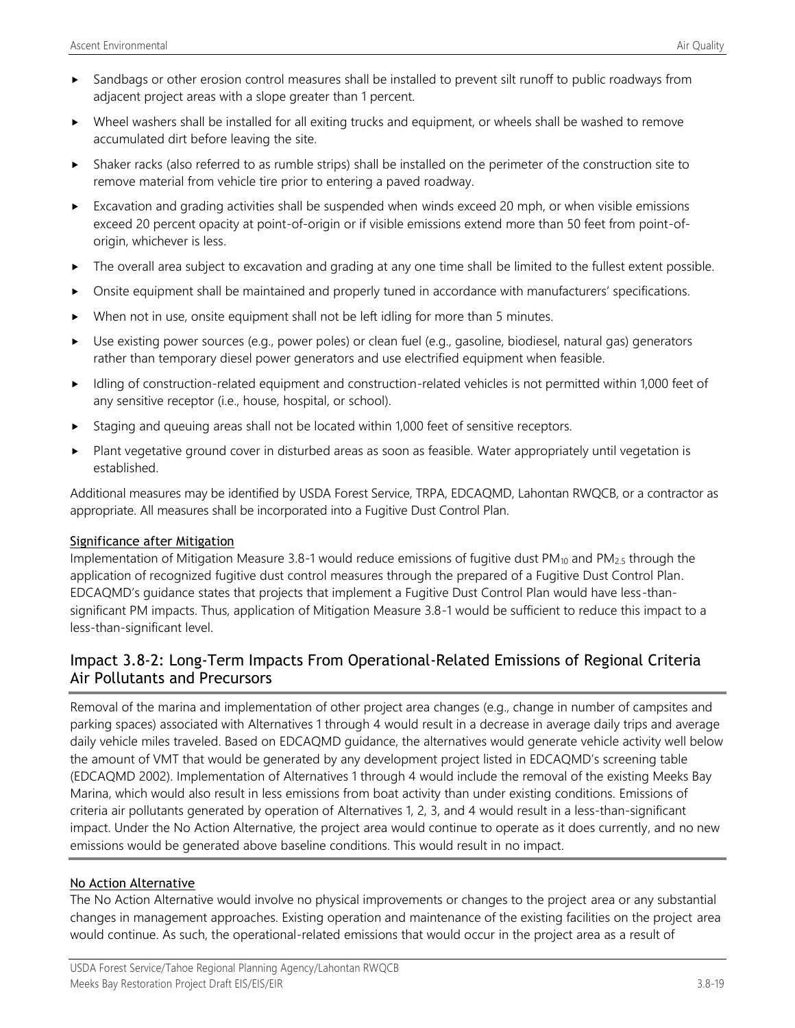- Sandbags or other erosion control measures shall be installed to prevent silt runoff to public roadways from adjacent project areas with a slope greater than 1 percent.
- Wheel washers shall be installed for all exiting trucks and equipment, or wheels shall be washed to remove accumulated dirt before leaving the site.
- Shaker racks (also referred to as rumble strips) shall be installed on the perimeter of the construction site to remove material from vehicle tire prior to entering a paved roadway.
- Excavation and grading activities shall be suspended when winds exceed 20 mph, or when visible emissions exceed 20 percent opacity at point-of-origin or if visible emissions extend more than 50 feet from point-of-origin, whichever is less.
- The overall area subject to excavation and grading at any one time shall be limited to the fullest extent possible.
- Onsite equipment shall be maintained and properly tuned in accordance with manufacturers' specifications.
- When not in use, onsite equipment shall not be left idling for more than 5 minutes.
- Use existing power sources (e.g., power poles) or clean fuel (e.g., gasoline, biodiesel, natural gas) generators rather than temporary diesel power generators and use electrified equipment when feasible.
- Idling of construction-related equipment and construction-related vehicles is not permitted within 1,000 feet of any sensitive receptor (i.e., house, hospital, or school).
- Staging and queuing areas shall not be located within 1,000 feet of sensitive receptors.
- Plant vegetative ground cover in disturbed areas as soon as feasible. Water appropriately until vegetation is established.

Additional measures may be identified by USDA Forest Service, TRPA, EDCAQMD, Lahontan RWQCB, or a contractor as appropriate. All measures shall be incorporated into a Fugitive Dust Control Plan.

#### Significance after Mitigation

Implementation of Mitigation Measure 3.8-1 would reduce emissions of fugitive dust $PM_{10}$ and $PM_{2.5}$ through the application of recognized fugitive dust control measures through the prepared of a Fugitive Dust Control Plan. EDCAQMD's guidance states that projects that implement a Fugitive Dust Control Plan would have less-than-significant PM impacts. Thus, application of Mitigation Measure 3.8-1 would be sufficient to reduce this impact to a less-than-significant level.

## Impact 3.8-2: Long-Term Impacts From Operational-Related Emissions of Regional Criteria Air Pollutants and Precursors

Removal of the marina and implementation of other project area changes (e.g., change in number of campsites and parking spaces) associated with Alternatives 1 through 4 would result in a decrease in average daily trips and average daily vehicle miles traveled. Based on EDCAQMD guidance, the alternatives would generate vehicle activity well below the amount of VMT that would be generated by any development project listed in EDCAQMD's screening table (EDCAQMD 2002). Implementation of Alternatives 1 through 4 would include the removal of the existing Meeks Bay Marina, which would also result in less emissions from boat activity than under existing conditions. Emissions of criteria air pollutants generated by operation of Alternatives 1, 2, 3, and 4 would result in a less-than-significant impact. Under the No Action Alternative, the project area would continue to operate as it does currently, and no new emissions would be generated above baseline conditions. This would result in no impact.

#### No Action Alternative

The No Action Alternative would involve no physical improvements or changes to the project area or any substantial changes in management approaches. Existing operation and maintenance of the existing facilities on the project area would continue. As such, the operational-related emissions that would occur in the project area as a result of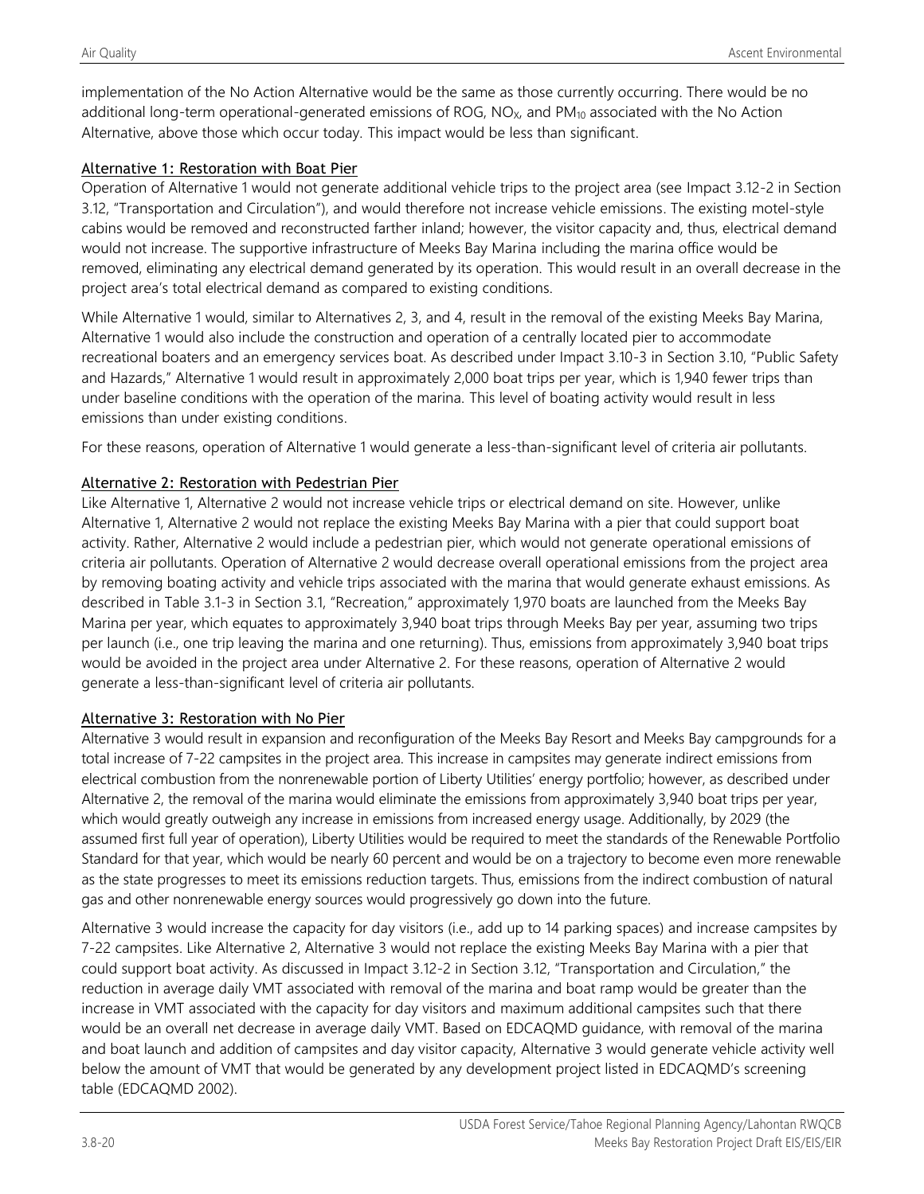implementation of the No Action Alternative would be the same as those currently occurring. There would be no additional long-term operational-generated emissions of ROG, $NO_X$, and $PM_{10}$ associated with the No Action Alternative, above those which occur today. This impact would be less than significant.

### Alternative 1: Restoration with Boat Pier

Operation of Alternative 1 would not generate additional vehicle trips to the project area (see Impact 3.12-2 in Section 3.12, "Transportation and Circulation"), and would therefore not increase vehicle emissions. The existing motel-style cabins would be removed and reconstructed farther inland; however, the visitor capacity and, thus, electrical demand would not increase. The supportive infrastructure of Meeks Bay Marina including the marina office would be removed, eliminating any electrical demand generated by its operation. This would result in an overall decrease in the project area's total electrical demand as compared to existing conditions.

While Alternative 1 would, similar to Alternatives 2, 3, and 4, result in the removal of the existing Meeks Bay Marina, Alternative 1 would also include the construction and operation of a centrally located pier to accommodate recreational boaters and an emergency services boat. As described under Impact 3.10-3 in Section 3.10, "Public Safety and Hazards," Alternative 1 would result in approximately 2,000 boat trips per year, which is 1,940 fewer trips than under baseline conditions with the operation of the marina. This level of boating activity would result in less emissions than under existing conditions.

For these reasons, operation of Alternative 1 would generate a less-than-significant level of criteria air pollutants.

### Alternative 2: Restoration with Pedestrian Pier

Like Alternative 1, Alternative 2 would not increase vehicle trips or electrical demand on site. However, unlike Alternative 1, Alternative 2 would not replace the existing Meeks Bay Marina with a pier that could support boat activity. Rather, Alternative 2 would include a pedestrian pier, which would not generate operational emissions of criteria air pollutants. Operation of Alternative 2 would decrease overall operational emissions from the project area by removing boating activity and vehicle trips associated with the marina that would generate exhaust emissions. As described in Table 3.1-3 in Section 3.1, "Recreation," approximately 1,970 boats are launched from the Meeks Bay Marina per year, which equates to approximately 3,940 boat trips through Meeks Bay per year, assuming two trips per launch (i.e., one trip leaving the marina and one returning). Thus, emissions from approximately 3,940 boat trips would be avoided in the project area under Alternative 2. For these reasons, operation of Alternative 2 would generate a less-than-significant level of criteria air pollutants.

### Alternative 3: Restoration with No Pier

Alternative 3 would result in expansion and reconfiguration of the Meeks Bay Resort and Meeks Bay campgrounds for a total increase of 7-22 campsites in the project area. This increase in campsites may generate indirect emissions from electrical combustion from the nonrenewable portion of Liberty Utilities' energy portfolio; however, as described under Alternative 2, the removal of the marina would eliminate the emissions from approximately 3,940 boat trips per year, which would greatly outweigh any increase in emissions from increased energy usage. Additionally, by 2029 (the assumed first full year of operation), Liberty Utilities would be required to meet the standards of the Renewable Portfolio Standard for that year, which would be nearly 60 percent and would be on a trajectory to become even more renewable as the state progresses to meet its emissions reduction targets. Thus, emissions from the indirect combustion of natural gas and other nonrenewable energy sources would progressively go down into the future.

Alternative 3 would increase the capacity for day visitors (i.e., add up to 14 parking spaces) and increase campsites by 7-22 campsites. Like Alternative 2, Alternative 3 would not replace the existing Meeks Bay Marina with a pier that could support boat activity. As discussed in Impact 3.12-2 in Section 3.12, "Transportation and Circulation," the reduction in average daily VMT associated with removal of the marina and boat ramp would be greater than the increase in VMT associated with the capacity for day visitors and maximum additional campsites such that there would be an overall net decrease in average daily VMT. Based on EDCAQMD guidance, with removal of the marina and boat launch and addition of campsites and day visitor capacity, Alternative 3 would generate vehicle activity well below the amount of VMT that would be generated by any development project listed in EDCAQMD's screening table (EDCAQMD 2002).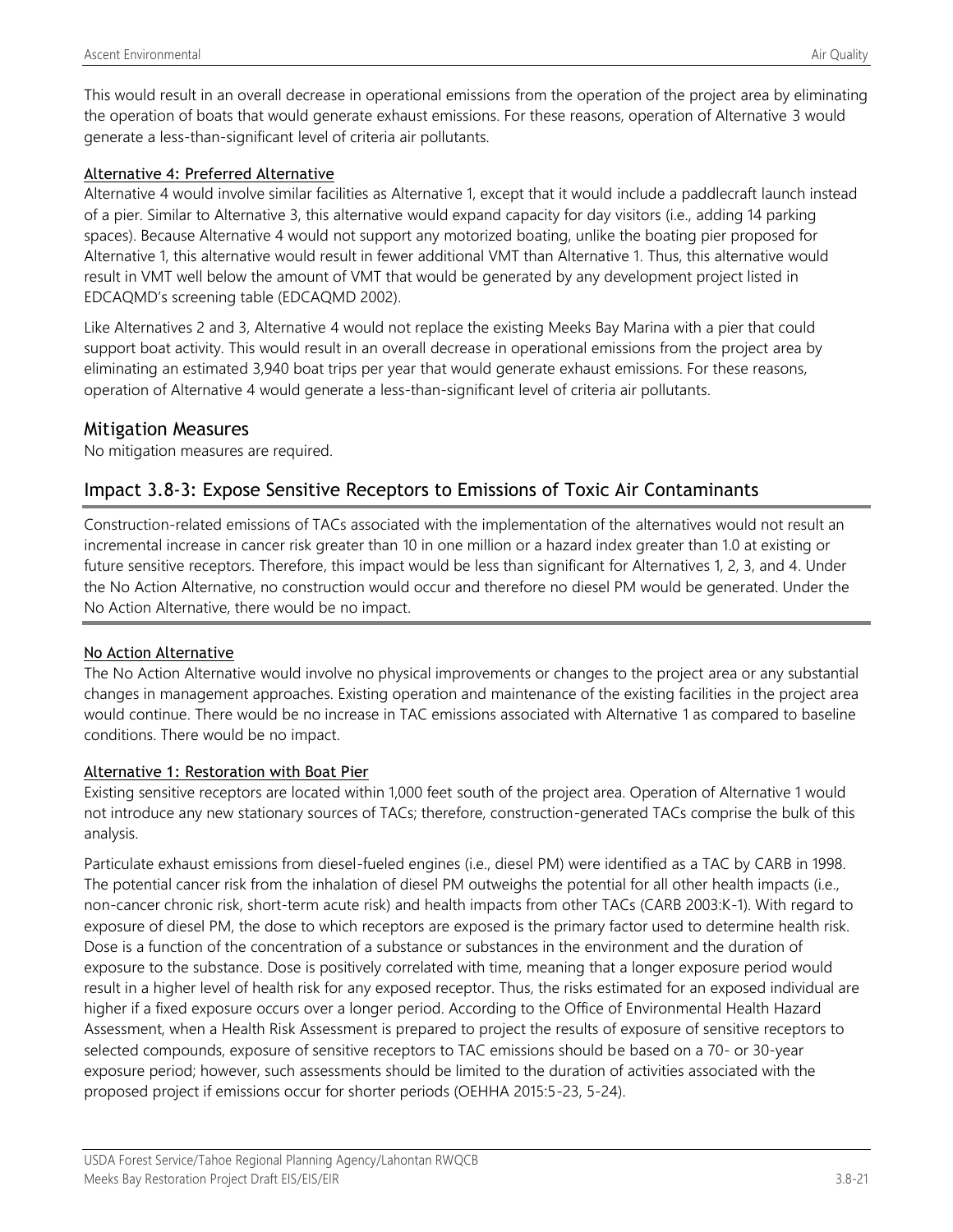This would result in an overall decrease in operational emissions from the operation of the project area by eliminating the operation of boats that would generate exhaust emissions. For these reasons, operation of Alternative 3 would generate a less-than-significant level of criteria air pollutants.

### Alternative 4: Preferred Alternative

Alternative 4 would involve similar facilities as Alternative 1, except that it would include a paddlecraft launch instead of a pier. Similar to Alternative 3, this alternative would expand capacity for day visitors (i.e., adding 14 parking spaces). Because Alternative 4 would not support any motorized boating, unlike the boating pier proposed for Alternative 1, this alternative would result in fewer additional VMT than Alternative 1. Thus, this alternative would result in VMT well below the amount of VMT that would be generated by any development project listed in EDCAQMD's screening table (EDCAQMD 2002).

Like Alternatives 2 and 3, Alternative 4 would not replace the existing Meeks Bay Marina with a pier that could support boat activity. This would result in an overall decrease in operational emissions from the project area by eliminating an estimated 3,940 boat trips per year that would generate exhaust emissions. For these reasons, operation of Alternative 4 would generate a less-than-significant level of criteria air pollutants.

## Mitigation Measures

No mitigation measures are required.

## Impact 3.8-3: Expose Sensitive Receptors to Emissions of Toxic Air Contaminants

Construction-related emissions of TACs associated with the implementation of the alternatives would not result an incremental increase in cancer risk greater than 10 in one million or a hazard index greater than 1.0 at existing or future sensitive receptors. Therefore, this impact would be less than significant for Alternatives 1, 2, 3, and 4. Under the No Action Alternative, no construction would occur and therefore no diesel PM would be generated. Under the No Action Alternative, there would be no impact.

### No Action Alternative

The No Action Alternative would involve no physical improvements or changes to the project area or any substantial changes in management approaches. Existing operation and maintenance of the existing facilities in the project area would continue. There would be no increase in TAC emissions associated with Alternative 1 as compared to baseline conditions. There would be no impact.

### Alternative 1: Restoration with Boat Pier

Existing sensitive receptors are located within 1,000 feet south of the project area. Operation of Alternative 1 would not introduce any new stationary sources of TACs; therefore, construction-generated TACs comprise the bulk of this analysis.

Particulate exhaust emissions from diesel-fueled engines (i.e., diesel PM) were identified as a TAC by CARB in 1998. The potential cancer risk from the inhalation of diesel PM outweighs the potential for all other health impacts (i.e., non-cancer chronic risk, short-term acute risk) and health impacts from other TACs (CARB 2003:K-1). With regard to exposure of diesel PM, the dose to which receptors are exposed is the primary factor used to determine health risk. Dose is a function of the concentration of a substance or substances in the environment and the duration of exposure to the substance. Dose is positively correlated with time, meaning that a longer exposure period would result in a higher level of health risk for any exposed receptor. Thus, the risks estimated for an exposed individual are higher if a fixed exposure occurs over a longer period. According to the Office of Environmental Health Hazard Assessment, when a Health Risk Assessment is prepared to project the results of exposure of sensitive receptors to selected compounds, exposure of sensitive receptors to TAC emissions should be based on a 70- or 30-year exposure period; however, such assessments should be limited to the duration of activities associated with the proposed project if emissions occur for shorter periods (OEHHA 2015:5-23, 5-24).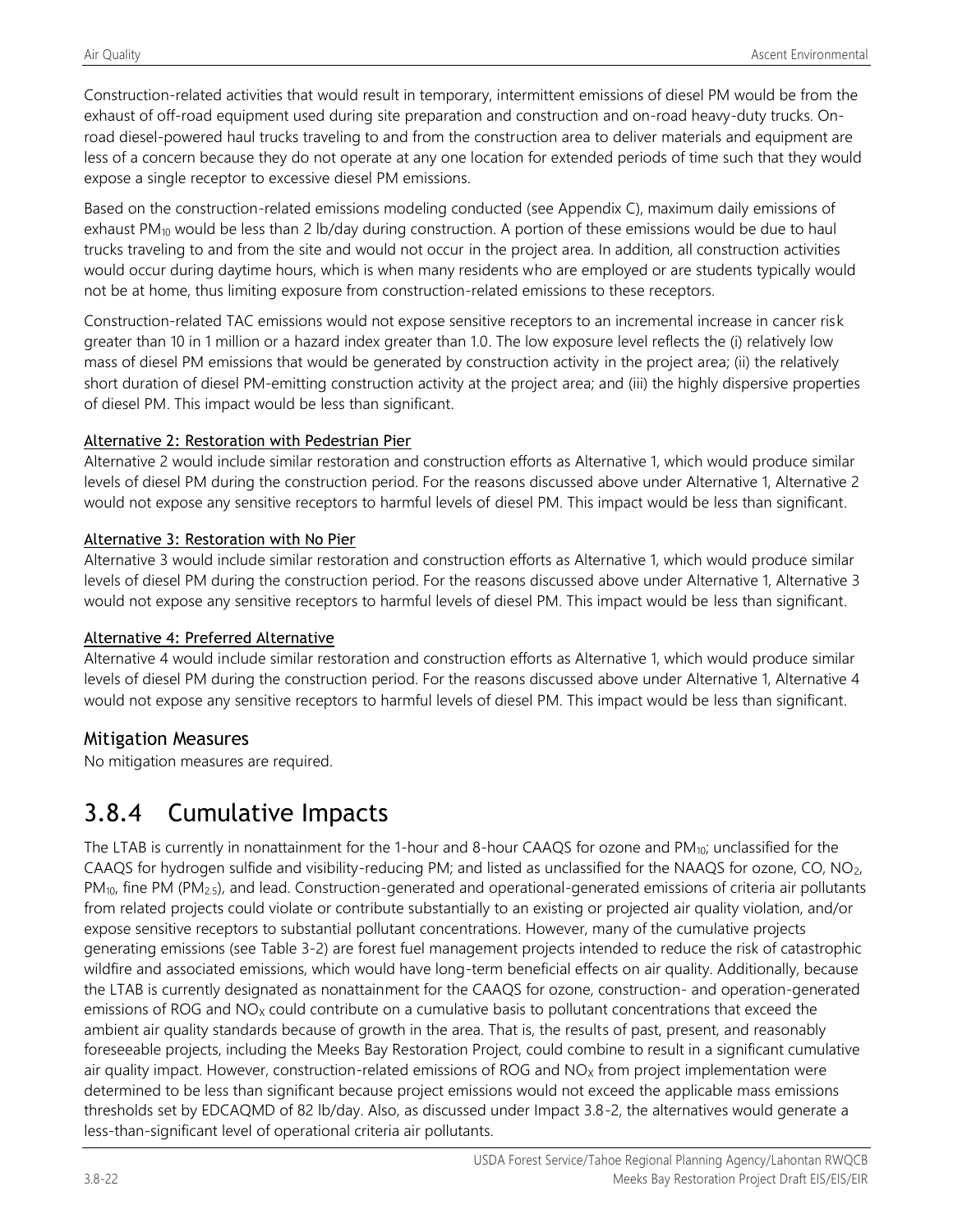Construction-related activities that would result in temporary, intermittent emissions of diesel PM would be from the exhaust of off-road equipment used during site preparation and construction and on-road heavy-duty trucks. On-road diesel-powered haul trucks traveling to and from the construction area to deliver materials and equipment are less of a concern because they do not operate at any one location for extended periods of time such that they would expose a single receptor to excessive diesel PM emissions.

Based on the construction-related emissions modeling conducted (see Appendix C), maximum daily emissions of exhaust $PM_{10}$ would be less than 2 lb/day during construction. A portion of these emissions would be due to haul trucks traveling to and from the site and would not occur in the project area. In addition, all construction activities would occur during daytime hours, which is when many residents who are employed or are students typically would not be at home, thus limiting exposure from construction-related emissions to these receptors.

Construction-related TAC emissions would not expose sensitive receptors to an incremental increase in cancer risk greater than 10 in 1 million or a hazard index greater than 1.0. The low exposure level reflects the (i) relatively low mass of diesel PM emissions that would be generated by construction activity in the project area; (ii) the relatively short duration of diesel PM-emitting construction activity at the project area; and (iii) the highly dispersive properties of diesel PM. This impact would be less than significant.

#### Alternative 2: Restoration with Pedestrian Pier

Alternative 2 would include similar restoration and construction efforts as Alternative 1, which would produce similar levels of diesel PM during the construction period. For the reasons discussed above under Alternative 1, Alternative 2 would not expose any sensitive receptors to harmful levels of diesel PM. This impact would be less than significant.

#### Alternative 3: Restoration with No Pier

Alternative 3 would include similar restoration and construction efforts as Alternative 1, which would produce similar levels of diesel PM during the construction period. For the reasons discussed above under Alternative 1, Alternative 3 would not expose any sensitive receptors to harmful levels of diesel PM. This impact would be less than significant.

#### Alternative 4: Preferred Alternative

Alternative 4 would include similar restoration and construction efforts as Alternative 1, which would produce similar levels of diesel PM during the construction period. For the reasons discussed above under Alternative 1, Alternative 4 would not expose any sensitive receptors to harmful levels of diesel PM. This impact would be less than significant.

### Mitigation Measures

No mitigation measures are required.

## 3.8.4 Cumulative Impacts

The LTAB is currently in nonattainment for the 1-hour and 8-hour CAAQS for ozone and $PM_{10}$; unclassified for the CAAQS for hydrogen sulfide and visibility-reducing PM; and listed as unclassified for the NAAQS for ozone, CO, $NO_2$, $PM_{10}$, fine PM ($PM_{2.5}$), and lead. Construction-generated and operational-generated emissions of criteria air pollutants from related projects could violate or contribute substantially to an existing or projected air quality violation, and/or expose sensitive receptors to substantial pollutant concentrations. However, many of the cumulative projects generating emissions (see Table 3-2) are forest fuel management projects intended to reduce the risk of catastrophic wildfire and associated emissions, which would have long-term beneficial effects on air quality. Additionally, because the LTAB is currently designated as nonattainment for the CAAQS for ozone, construction- and operation-generated emissions of ROG and $NO_X$ could contribute on a cumulative basis to pollutant concentrations that exceed the ambient air quality standards because of growth in the area. That is, the results of past, present, and reasonably foreseeable projects, including the Meeks Bay Restoration Project, could combine to result in a significant cumulative air quality impact. However, construction-related emissions of ROG and $NO_X$ from project implementation were determined to be less than significant because project emissions would not exceed the applicable mass emissions thresholds set by EDCAQMD of 82 lb/day. Also, as discussed under Impact 3.8-2, the alternatives would generate a less-than-significant level of operational criteria air pollutants.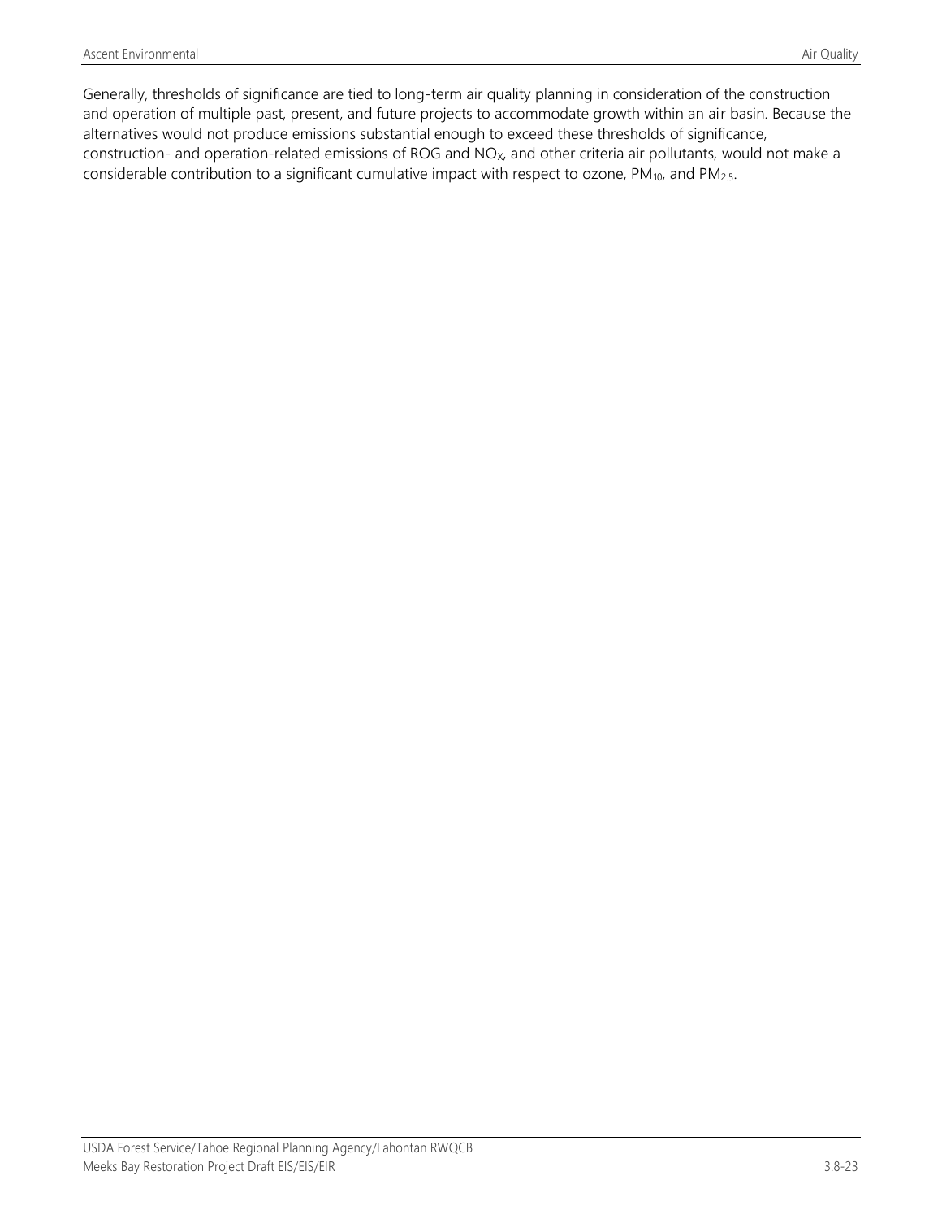Generally, thresholds of significance are tied to long-term air quality planning in consideration of the construction and operation of multiple past, present, and future projects to accommodate growth within an air basin. Because the alternatives would not produce emissions substantial enough to exceed these thresholds of significance, construction- and operation-related emissions of ROG and $NO_X$, and other criteria air pollutants, would not make a considerable contribution to a significant cumulative impact with respect to ozone, $PM_{10}$, and $PM_{2.5}$.